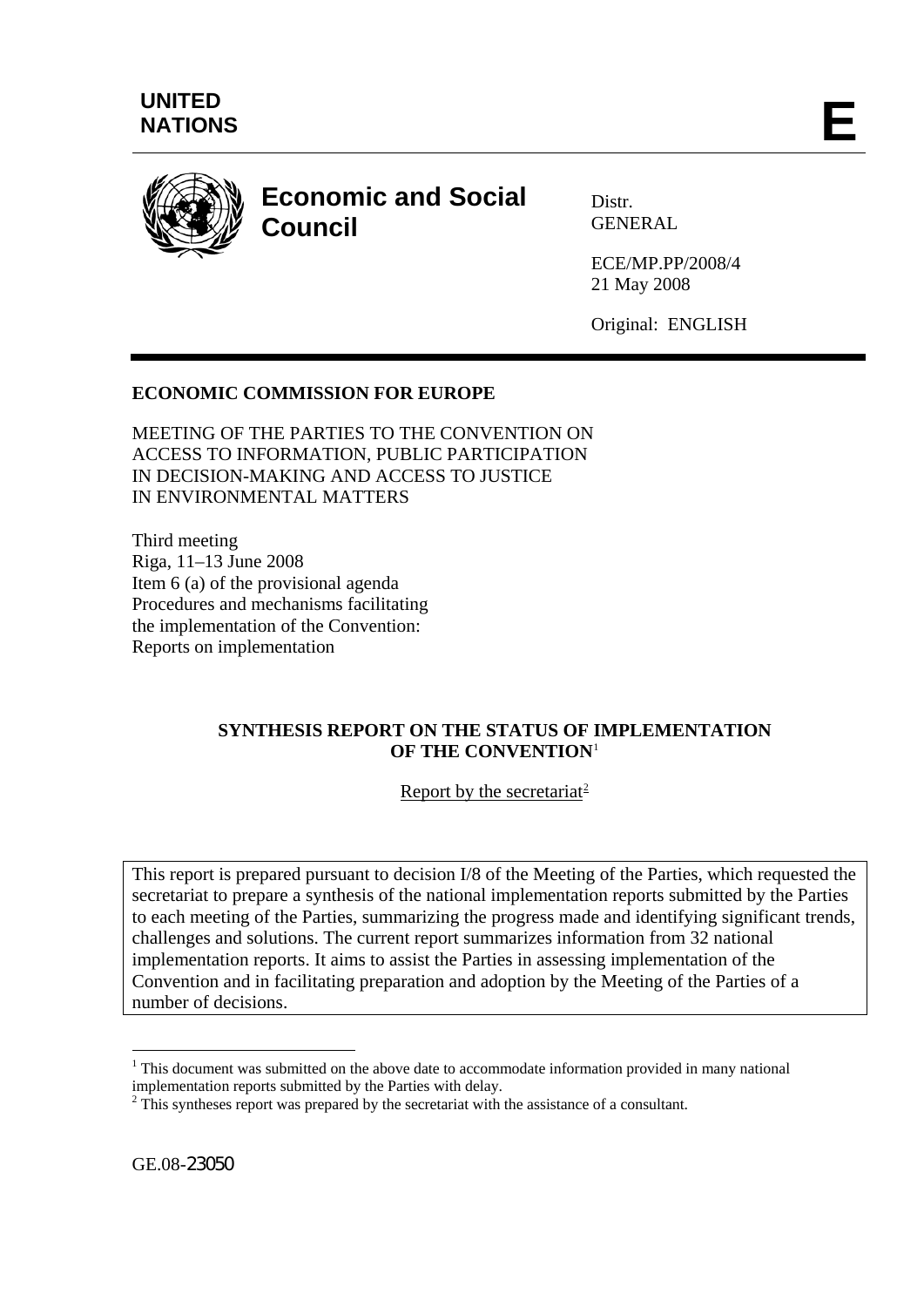UNITED NATIONS

E

# Economic and Social Council

Distr.
GENERAL

ECE/MP.PP/2008/4
21 May 2008

Original: ENGLISH

**ECONOMIC COMMISSION FOR EUROPE**

MEETING OF THE PARTIES TO THE CONVENTION ON ACCESS TO INFORMATION, PUBLIC PARTICIPATION IN DECISION-MAKING AND ACCESS TO JUSTICE IN ENVIRONMENTAL MATTERS

Third meeting
Riga, 11–13 June 2008
Item 6 (a) of the provisional agenda
Procedures and mechanisms facilitating the implementation of the Convention:
Reports on implementation

## SYNTHESIS REPORT ON THE STATUS OF IMPLEMENTATION OF THE CONVENTION[1]

Report by the secretariat[2]

This report is prepared pursuant to decision I/8 of the Meeting of the Parties, which requested the secretariat to prepare a synthesis of the national implementation reports submitted by the Parties to each meeting of the Parties, summarizing the progress made and identifying significant trends, challenges and solutions. The current report summarizes information from 32 national implementation reports. It aims to assist the Parties in assessing implementation of the Convention and in facilitating preparation and adoption by the Meeting of the Parties of a number of decisions.

[1] This document was submitted on the above date to accommodate information provided in many national implementation reports submitted by the Parties with delay.

[2] This syntheses report was prepared by the secretariat with the assistance of a consultant.

GE.08-23050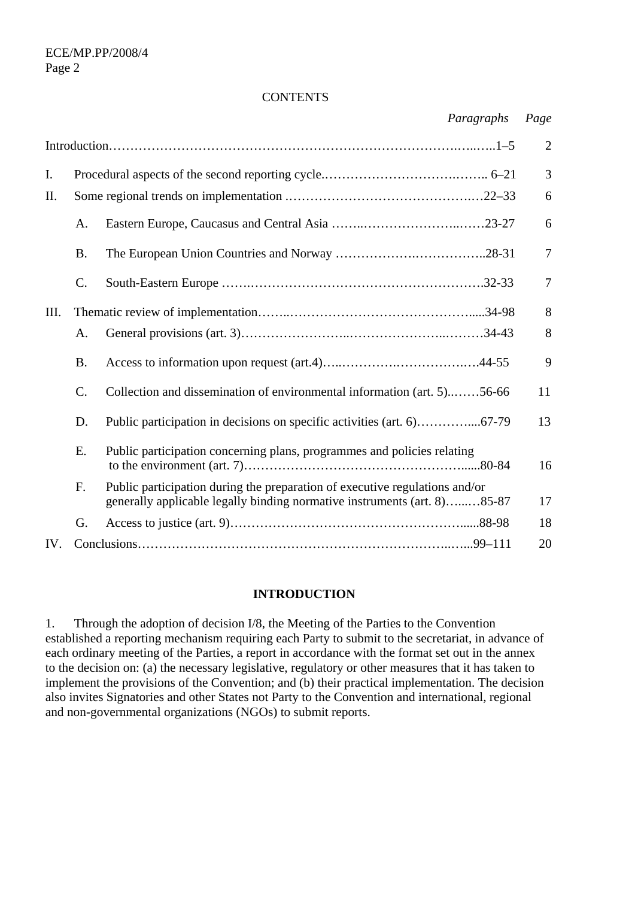CONTENTS

| | | | *Paragraphs* | *Page* |
|---|---|---|---|---|
| Introduction | | | 1–5 | 2 |
| I. | Procedural aspects of the second reporting cycle | | 6–21 | 3 |
| II. | Some regional trends on implementation | | 22–33 | 6 |
| | A. | Eastern Europe, Caucasus and Central Asia | 23-27 | 6 |
| | B. | The European Union Countries and Norway | 28-31 | 7 |
| | C. | South-Eastern Europe | 32-33 | 7 |
| III. | Thematic review of implementation | | 34-98 | 8 |
| | A. | General provisions (art. 3) | 34-43 | 8 |
| | B. | Access to information upon request (art.4) | 44-55 | 9 |
| | C. | Collection and dissemination of environmental information (art. 5) | 56-66 | 11 |
| | D. | Public participation in decisions on specific activities (art. 6) | 67-79 | 13 |
| | E. | Public participation concerning plans, programmes and policies relating to the environment (art. 7) | 80-84 | 16 |
| | F. | Public participation during the preparation of executive regulations and/or generally applicable legally binding normative instruments (art. 8) | 85-87 | 17 |
| | G. | Access to justice (art. 9) | 88-98 | 18 |
| IV. | Conclusions | | 99–111 | 20 |

## INTRODUCTION

1. Through the adoption of decision I/8, the Meeting of the Parties to the Convention established a reporting mechanism requiring each Party to submit to the secretariat, in advance of each ordinary meeting of the Parties, a report in accordance with the format set out in the annex to the decision on: (a) the necessary legislative, regulatory or other measures that it has taken to implement the provisions of the Convention; and (b) their practical implementation. The decision also invites Signatories and other States not Party to the Convention and international, regional and non-governmental organizations (NGOs) to submit reports.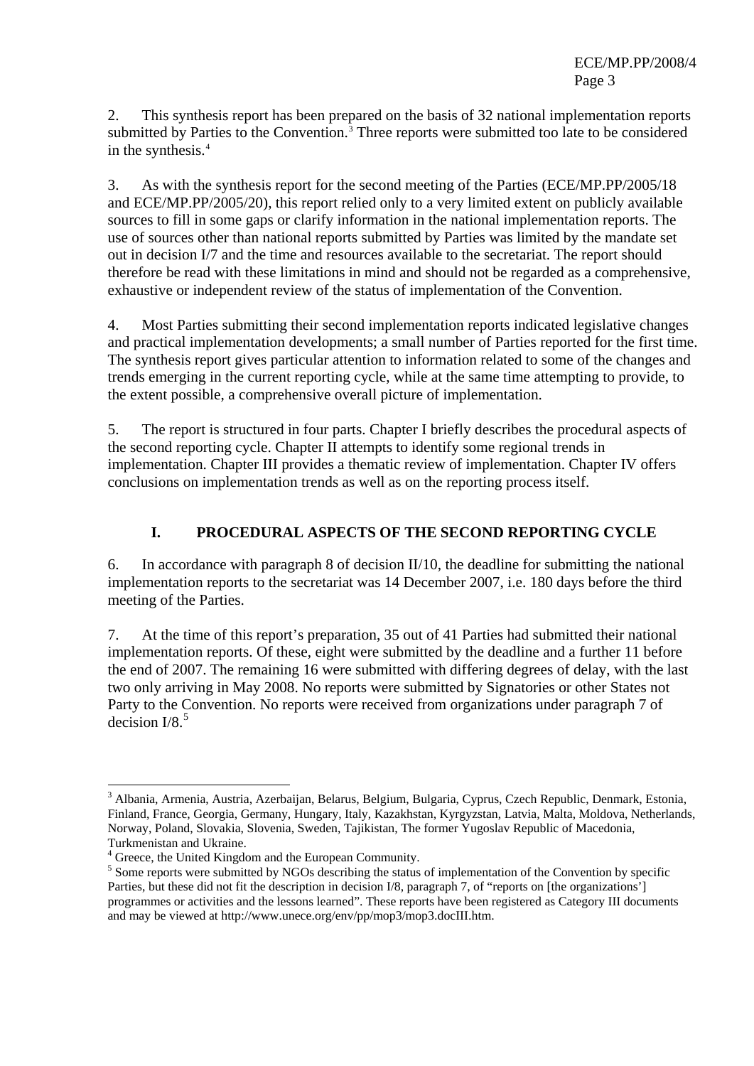2. This synthesis report has been prepared on the basis of 32 national implementation reports submitted by Parties to the Convention.[3] Three reports were submitted too late to be considered in the synthesis.[4]

3. As with the synthesis report for the second meeting of the Parties (ECE/MP.PP/2005/18 and ECE/MP.PP/2005/20), this report relied only to a very limited extent on publicly available sources to fill in some gaps or clarify information in the national implementation reports. The use of sources other than national reports submitted by Parties was limited by the mandate set out in decision I/7 and the time and resources available to the secretariat. The report should therefore be read with these limitations in mind and should not be regarded as a comprehensive, exhaustive or independent review of the status of implementation of the Convention.

4. Most Parties submitting their second implementation reports indicated legislative changes and practical implementation developments; a small number of Parties reported for the first time. The synthesis report gives particular attention to information related to some of the changes and trends emerging in the current reporting cycle, while at the same time attempting to provide, to the extent possible, a comprehensive overall picture of implementation.

5. The report is structured in four parts. Chapter I briefly describes the procedural aspects of the second reporting cycle. Chapter II attempts to identify some regional trends in implementation. Chapter III provides a thematic review of implementation. Chapter IV offers conclusions on implementation trends as well as on the reporting process itself.

## I. PROCEDURAL ASPECTS OF THE SECOND REPORTING CYCLE

6. In accordance with paragraph 8 of decision II/10, the deadline for submitting the national implementation reports to the secretariat was 14 December 2007, i.e. 180 days before the third meeting of the Parties.

7. At the time of this report's preparation, 35 out of 41 Parties had submitted their national implementation reports. Of these, eight were submitted by the deadline and a further 11 before the end of 2007. The remaining 16 were submitted with differing degrees of delay, with the last two only arriving in May 2008. No reports were submitted by Signatories or other States not Party to the Convention. No reports were received from organizations under paragraph 7 of decision I/8.[5]

---

[3] Albania, Armenia, Austria, Azerbaijan, Belarus, Belgium, Bulgaria, Cyprus, Czech Republic, Denmark, Estonia, Finland, France, Georgia, Germany, Hungary, Italy, Kazakhstan, Kyrgyzstan, Latvia, Malta, Moldova, Netherlands, Norway, Poland, Slovakia, Slovenia, Sweden, Tajikistan, The former Yugoslav Republic of Macedonia, Turkmenistan and Ukraine.

[4] Greece, the United Kingdom and the European Community.

[5] Some reports were submitted by NGOs describing the status of implementation of the Convention by specific Parties, but these did not fit the description in decision I/8, paragraph 7, of "reports on [the organizations'] programmes or activities and the lessons learned". These reports have been registered as Category III documents and may be viewed at http://www.unece.org/env/pp/mop3/mop3.docIII.htm.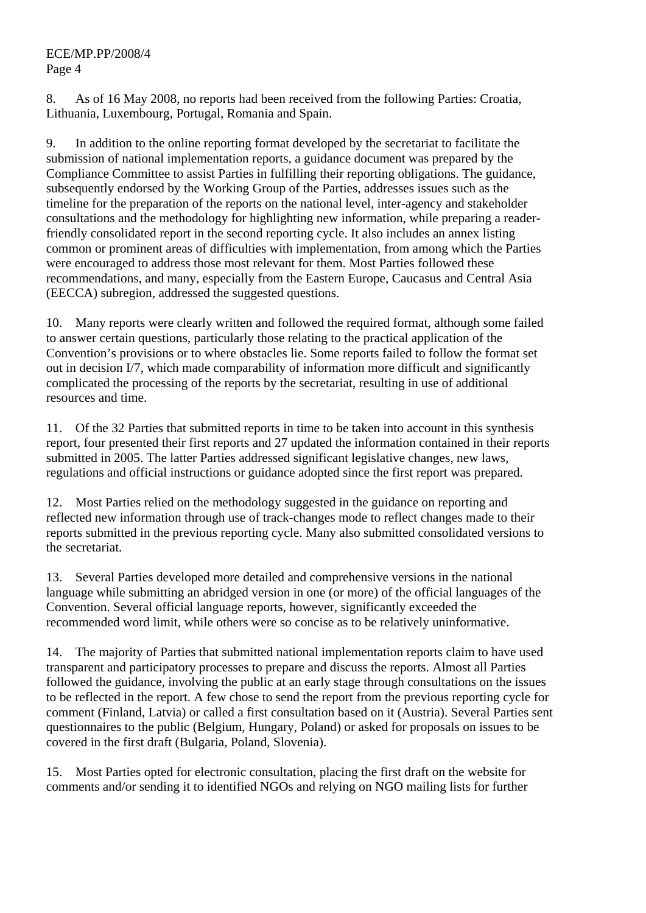8. As of 16 May 2008, no reports had been received from the following Parties: Croatia, Lithuania, Luxembourg, Portugal, Romania and Spain.

9. In addition to the online reporting format developed by the secretariat to facilitate the submission of national implementation reports, a guidance document was prepared by the Compliance Committee to assist Parties in fulfilling their reporting obligations. The guidance, subsequently endorsed by the Working Group of the Parties, addresses issues such as the timeline for the preparation of the reports on the national level, inter-agency and stakeholder consultations and the methodology for highlighting new information, while preparing a reader-friendly consolidated report in the second reporting cycle. It also includes an annex listing common or prominent areas of difficulties with implementation, from among which the Parties were encouraged to address those most relevant for them. Most Parties followed these recommendations, and many, especially from the Eastern Europe, Caucasus and Central Asia (EECCA) subregion, addressed the suggested questions.

10. Many reports were clearly written and followed the required format, although some failed to answer certain questions, particularly those relating to the practical application of the Convention's provisions or to where obstacles lie. Some reports failed to follow the format set out in decision I/7, which made comparability of information more difficult and significantly complicated the processing of the reports by the secretariat, resulting in use of additional resources and time.

11. Of the 32 Parties that submitted reports in time to be taken into account in this synthesis report, four presented their first reports and 27 updated the information contained in their reports submitted in 2005. The latter Parties addressed significant legislative changes, new laws, regulations and official instructions or guidance adopted since the first report was prepared.

12. Most Parties relied on the methodology suggested in the guidance on reporting and reflected new information through use of track-changes mode to reflect changes made to their reports submitted in the previous reporting cycle. Many also submitted consolidated versions to the secretariat.

13. Several Parties developed more detailed and comprehensive versions in the national language while submitting an abridged version in one (or more) of the official languages of the Convention. Several official language reports, however, significantly exceeded the recommended word limit, while others were so concise as to be relatively uninformative.

14. The majority of Parties that submitted national implementation reports claim to have used transparent and participatory processes to prepare and discuss the reports. Almost all Parties followed the guidance, involving the public at an early stage through consultations on the issues to be reflected in the report. A few chose to send the report from the previous reporting cycle for comment (Finland, Latvia) or called a first consultation based on it (Austria). Several Parties sent questionnaires to the public (Belgium, Hungary, Poland) or asked for proposals on issues to be covered in the first draft (Bulgaria, Poland, Slovenia).

15. Most Parties opted for electronic consultation, placing the first draft on the website for comments and/or sending it to identified NGOs and relying on NGO mailing lists for further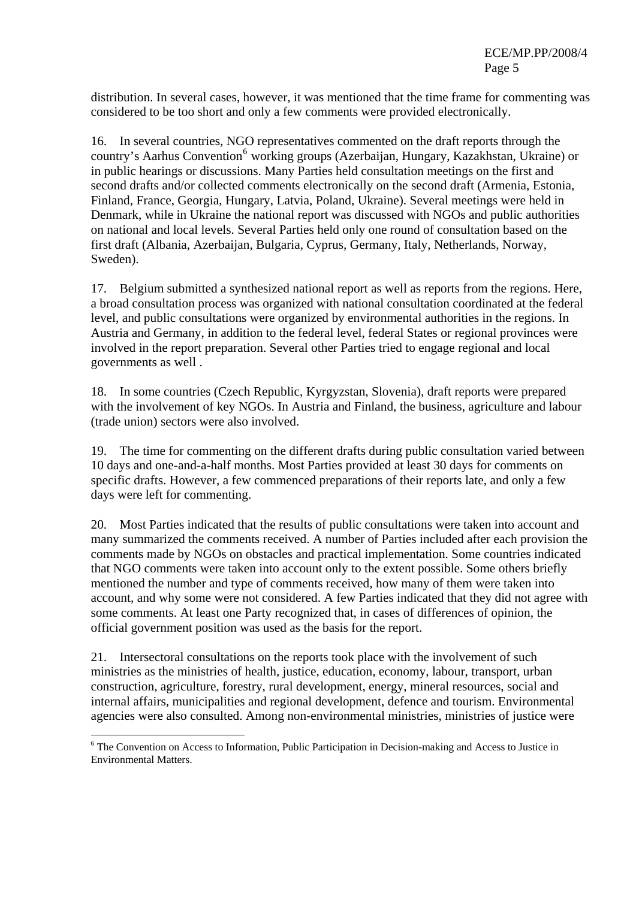distribution. In several cases, however, it was mentioned that the time frame for commenting was considered to be too short and only a few comments were provided electronically.

16. In several countries, NGO representatives commented on the draft reports through the country's Aarhus Convention[6] working groups (Azerbaijan, Hungary, Kazakhstan, Ukraine) or in public hearings or discussions. Many Parties held consultation meetings on the first and second drafts and/or collected comments electronically on the second draft (Armenia, Estonia, Finland, France, Georgia, Hungary, Latvia, Poland, Ukraine). Several meetings were held in Denmark, while in Ukraine the national report was discussed with NGOs and public authorities on national and local levels. Several Parties held only one round of consultation based on the first draft (Albania, Azerbaijan, Bulgaria, Cyprus, Germany, Italy, Netherlands, Norway, Sweden).

17. Belgium submitted a synthesized national report as well as reports from the regions. Here, a broad consultation process was organized with national consultation coordinated at the federal level, and public consultations were organized by environmental authorities in the regions. In Austria and Germany, in addition to the federal level, federal States or regional provinces were involved in the report preparation. Several other Parties tried to engage regional and local governments as well .

18. In some countries (Czech Republic, Kyrgyzstan, Slovenia), draft reports were prepared with the involvement of key NGOs. In Austria and Finland, the business, agriculture and labour (trade union) sectors were also involved.

19. The time for commenting on the different drafts during public consultation varied between 10 days and one-and-a-half months. Most Parties provided at least 30 days for comments on specific drafts. However, a few commenced preparations of their reports late, and only a few days were left for commenting.

20. Most Parties indicated that the results of public consultations were taken into account and many summarized the comments received. A number of Parties included after each provision the comments made by NGOs on obstacles and practical implementation. Some countries indicated that NGO comments were taken into account only to the extent possible. Some others briefly mentioned the number and type of comments received, how many of them were taken into account, and why some were not considered. A few Parties indicated that they did not agree with some comments. At least one Party recognized that, in cases of differences of opinion, the official government position was used as the basis for the report.

21. Intersectoral consultations on the reports took place with the involvement of such ministries as the ministries of health, justice, education, economy, labour, transport, urban construction, agriculture, forestry, rural development, energy, mineral resources, social and internal affairs, municipalities and regional development, defence and tourism. Environmental agencies were also consulted. Among non-environmental ministries, ministries of justice were

[6] The Convention on Access to Information, Public Participation in Decision-making and Access to Justice in Environmental Matters.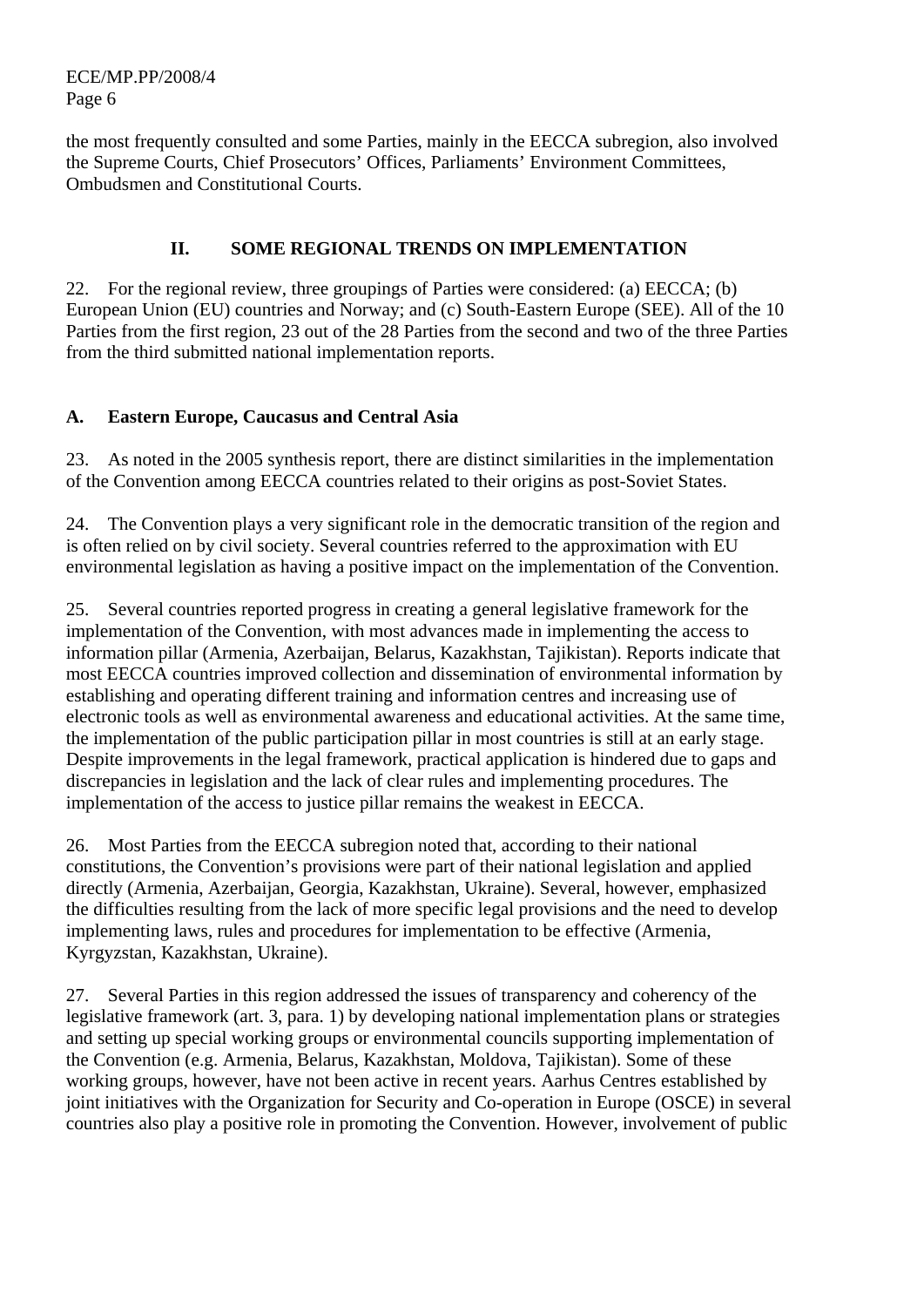the most frequently consulted and some Parties, mainly in the EECCA subregion, also involved the Supreme Courts, Chief Prosecutors' Offices, Parliaments' Environment Committees, Ombudsmen and Constitutional Courts.

## II. SOME REGIONAL TRENDS ON IMPLEMENTATION

22. For the regional review, three groupings of Parties were considered: (a) EECCA; (b) European Union (EU) countries and Norway; and (c) South-Eastern Europe (SEE). All of the 10 Parties from the first region, 23 out of the 28 Parties from the second and two of the three Parties from the third submitted national implementation reports.

### A. Eastern Europe, Caucasus and Central Asia

23. As noted in the 2005 synthesis report, there are distinct similarities in the implementation of the Convention among EECCA countries related to their origins as post-Soviet States.

24. The Convention plays a very significant role in the democratic transition of the region and is often relied on by civil society. Several countries referred to the approximation with EU environmental legislation as having a positive impact on the implementation of the Convention.

25. Several countries reported progress in creating a general legislative framework for the implementation of the Convention, with most advances made in implementing the access to information pillar (Armenia, Azerbaijan, Belarus, Kazakhstan, Tajikistan). Reports indicate that most EECCA countries improved collection and dissemination of environmental information by establishing and operating different training and information centres and increasing use of electronic tools as well as environmental awareness and educational activities. At the same time, the implementation of the public participation pillar in most countries is still at an early stage. Despite improvements in the legal framework, practical application is hindered due to gaps and discrepancies in legislation and the lack of clear rules and implementing procedures. The implementation of the access to justice pillar remains the weakest in EECCA.

26. Most Parties from the EECCA subregion noted that, according to their national constitutions, the Convention's provisions were part of their national legislation and applied directly (Armenia, Azerbaijan, Georgia, Kazakhstan, Ukraine). Several, however, emphasized the difficulties resulting from the lack of more specific legal provisions and the need to develop implementing laws, rules and procedures for implementation to be effective (Armenia, Kyrgyzstan, Kazakhstan, Ukraine).

27. Several Parties in this region addressed the issues of transparency and coherency of the legislative framework (art. 3, para. 1) by developing national implementation plans or strategies and setting up special working groups or environmental councils supporting implementation of the Convention (e.g. Armenia, Belarus, Kazakhstan, Moldova, Tajikistan). Some of these working groups, however, have not been active in recent years. Aarhus Centres established by joint initiatives with the Organization for Security and Co-operation in Europe (OSCE) in several countries also play a positive role in promoting the Convention. However, involvement of public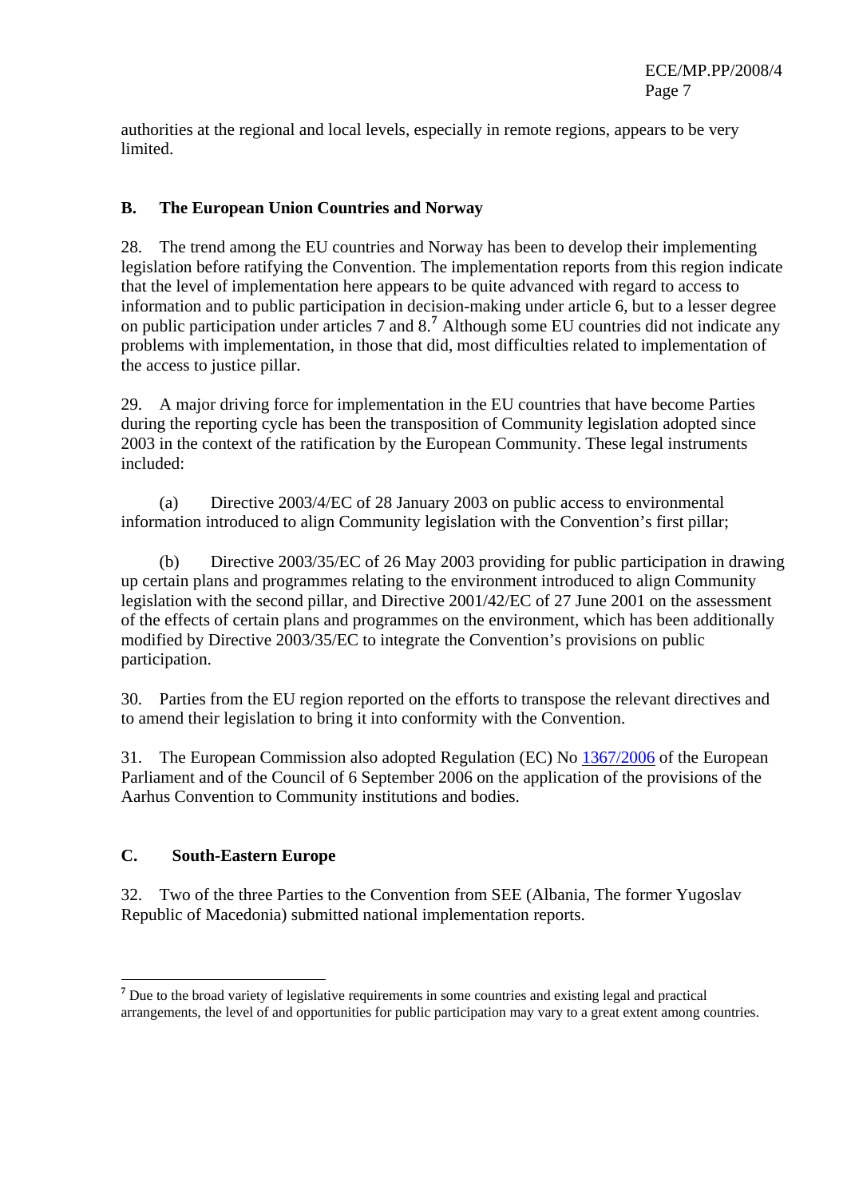authorities at the regional and local levels, especially in remote regions, appears to be very limited.

## B. The European Union Countries and Norway

28. The trend among the EU countries and Norway has been to develop their implementing legislation before ratifying the Convention. The implementation reports from this region indicate that the level of implementation here appears to be quite advanced with regard to access to information and to public participation in decision-making under article 6, but to a lesser degree on public participation under articles 7 and 8.[7] Although some EU countries did not indicate any problems with implementation, in those that did, most difficulties related to implementation of the access to justice pillar.

29. A major driving force for implementation in the EU countries that have become Parties during the reporting cycle has been the transposition of Community legislation adopted since 2003 in the context of the ratification by the European Community. These legal instruments included:

(a) Directive 2003/4/EC of 28 January 2003 on public access to environmental information introduced to align Community legislation with the Convention's first pillar;

(b) Directive 2003/35/EC of 26 May 2003 providing for public participation in drawing up certain plans and programmes relating to the environment introduced to align Community legislation with the second pillar, and Directive 2001/42/EC of 27 June 2001 on the assessment of the effects of certain plans and programmes on the environment, which has been additionally modified by Directive 2003/35/EC to integrate the Convention's provisions on public participation.

30. Parties from the EU region reported on the efforts to transpose the relevant directives and to amend their legislation to bring it into conformity with the Convention.

31. The European Commission also adopted Regulation (EC) No 1367/2006 of the European Parliament and of the Council of 6 September 2006 on the application of the provisions of the Aarhus Convention to Community institutions and bodies.

## C. South-Eastern Europe

32. Two of the three Parties to the Convention from SEE (Albania, The former Yugoslav Republic of Macedonia) submitted national implementation reports.

---

[7] Due to the broad variety of legislative requirements in some countries and existing legal and practical arrangements, the level of and opportunities for public participation may vary to a great extent among countries.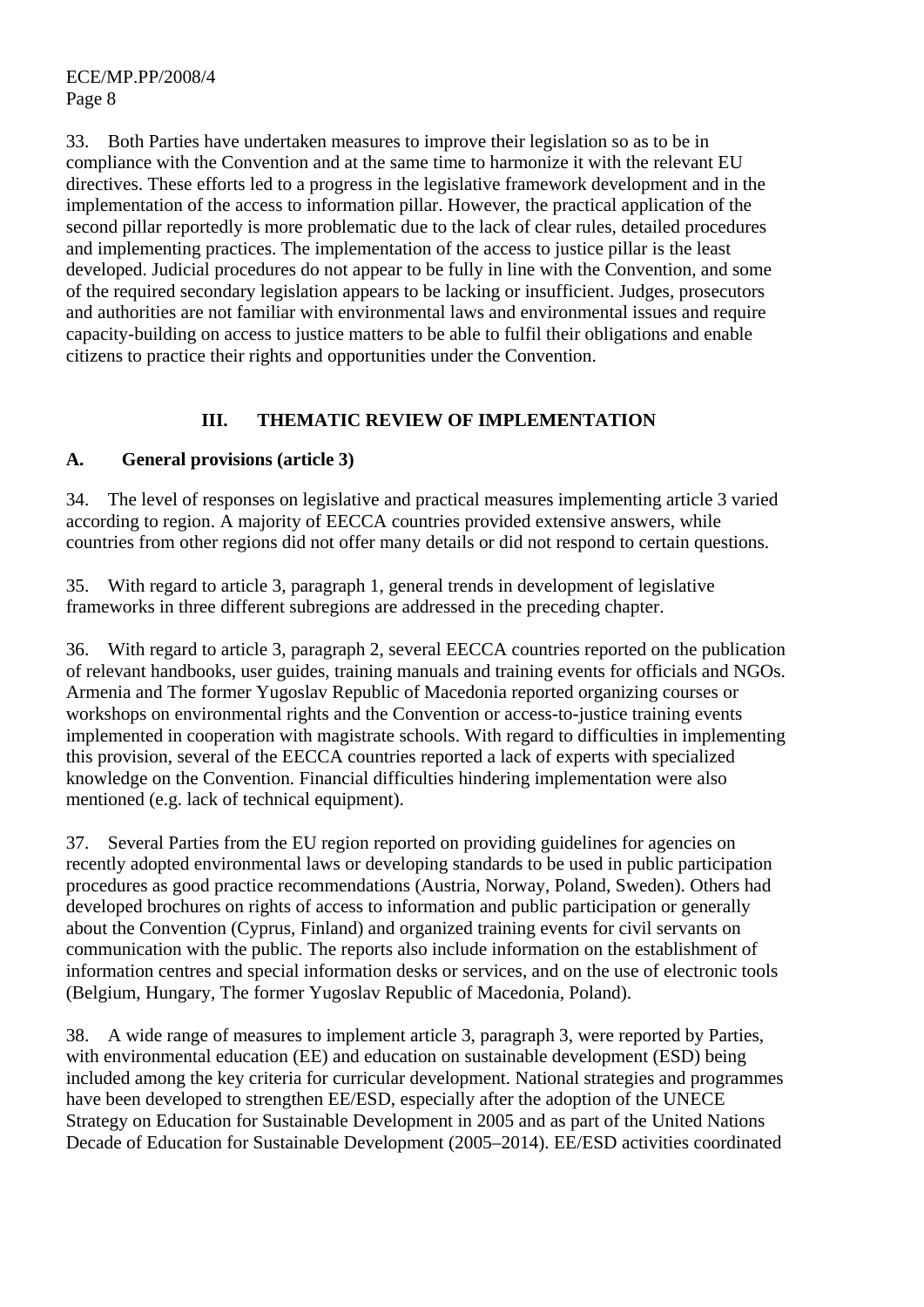33. Both Parties have undertaken measures to improve their legislation so as to be in compliance with the Convention and at the same time to harmonize it with the relevant EU directives. These efforts led to a progress in the legislative framework development and in the implementation of the access to information pillar. However, the practical application of the second pillar reportedly is more problematic due to the lack of clear rules, detailed procedures and implementing practices. The implementation of the access to justice pillar is the least developed. Judicial procedures do not appear to be fully in line with the Convention, and some of the required secondary legislation appears to be lacking or insufficient. Judges, prosecutors and authorities are not familiar with environmental laws and environmental issues and require capacity-building on access to justice matters to be able to fulfil their obligations and enable citizens to practice their rights and opportunities under the Convention.

## III. THEMATIC REVIEW OF IMPLEMENTATION

### A. General provisions (article 3)

34. The level of responses on legislative and practical measures implementing article 3 varied according to region. A majority of EECCA countries provided extensive answers, while countries from other regions did not offer many details or did not respond to certain questions.

35. With regard to article 3, paragraph 1, general trends in development of legislative frameworks in three different subregions are addressed in the preceding chapter.

36. With regard to article 3, paragraph 2, several EECCA countries reported on the publication of relevant handbooks, user guides, training manuals and training events for officials and NGOs. Armenia and The former Yugoslav Republic of Macedonia reported organizing courses or workshops on environmental rights and the Convention or access-to-justice training events implemented in cooperation with magistrate schools. With regard to difficulties in implementing this provision, several of the EECCA countries reported a lack of experts with specialized knowledge on the Convention. Financial difficulties hindering implementation were also mentioned (e.g. lack of technical equipment).

37. Several Parties from the EU region reported on providing guidelines for agencies on recently adopted environmental laws or developing standards to be used in public participation procedures as good practice recommendations (Austria, Norway, Poland, Sweden). Others had developed brochures on rights of access to information and public participation or generally about the Convention (Cyprus, Finland) and organized training events for civil servants on communication with the public. The reports also include information on the establishment of information centres and special information desks or services, and on the use of electronic tools (Belgium, Hungary, The former Yugoslav Republic of Macedonia, Poland).

38. A wide range of measures to implement article 3, paragraph 3, were reported by Parties, with environmental education (EE) and education on sustainable development (ESD) being included among the key criteria for curricular development. National strategies and programmes have been developed to strengthen EE/ESD, especially after the adoption of the UNECE Strategy on Education for Sustainable Development in 2005 and as part of the United Nations Decade of Education for Sustainable Development (2005–2014). EE/ESD activities coordinated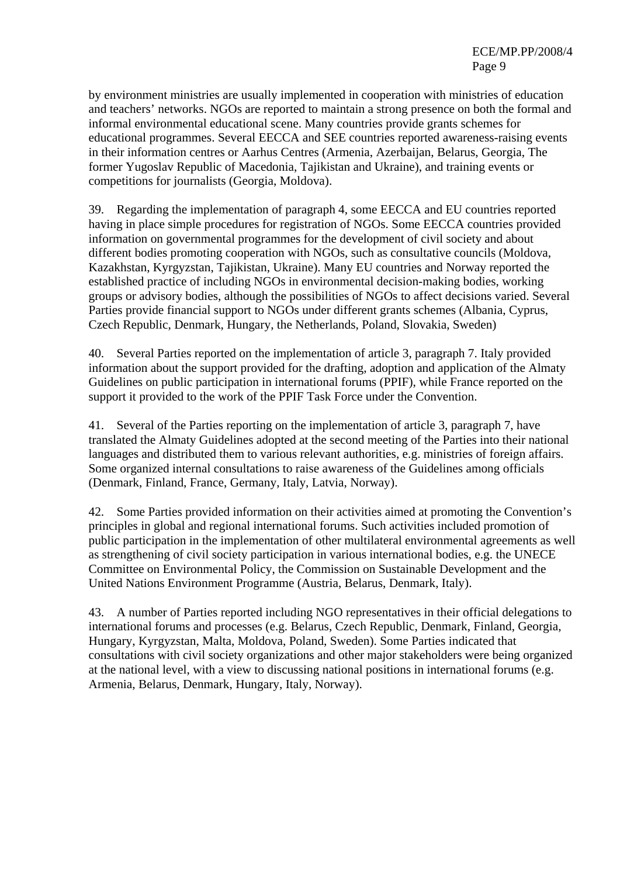by environment ministries are usually implemented in cooperation with ministries of education and teachers' networks. NGOs are reported to maintain a strong presence on both the formal and informal environmental educational scene. Many countries provide grants schemes for educational programmes. Several EECCA and SEE countries reported awareness-raising events in their information centres or Aarhus Centres (Armenia, Azerbaijan, Belarus, Georgia, The former Yugoslav Republic of Macedonia, Tajikistan and Ukraine), and training events or competitions for journalists (Georgia, Moldova).

39. Regarding the implementation of paragraph 4, some EECCA and EU countries reported having in place simple procedures for registration of NGOs. Some EECCA countries provided information on governmental programmes for the development of civil society and about different bodies promoting cooperation with NGOs, such as consultative councils (Moldova, Kazakhstan, Kyrgyzstan, Tajikistan, Ukraine). Many EU countries and Norway reported the established practice of including NGOs in environmental decision-making bodies, working groups or advisory bodies, although the possibilities of NGOs to affect decisions varied. Several Parties provide financial support to NGOs under different grants schemes (Albania, Cyprus, Czech Republic, Denmark, Hungary, the Netherlands, Poland, Slovakia, Sweden)

40. Several Parties reported on the implementation of article 3, paragraph 7. Italy provided information about the support provided for the drafting, adoption and application of the Almaty Guidelines on public participation in international forums (PPIF), while France reported on the support it provided to the work of the PPIF Task Force under the Convention.

41. Several of the Parties reporting on the implementation of article 3, paragraph 7, have translated the Almaty Guidelines adopted at the second meeting of the Parties into their national languages and distributed them to various relevant authorities, e.g. ministries of foreign affairs. Some organized internal consultations to raise awareness of the Guidelines among officials (Denmark, Finland, France, Germany, Italy, Latvia, Norway).

42. Some Parties provided information on their activities aimed at promoting the Convention's principles in global and regional international forums. Such activities included promotion of public participation in the implementation of other multilateral environmental agreements as well as strengthening of civil society participation in various international bodies, e.g. the UNECE Committee on Environmental Policy, the Commission on Sustainable Development and the United Nations Environment Programme (Austria, Belarus, Denmark, Italy).

43. A number of Parties reported including NGO representatives in their official delegations to international forums and processes (e.g. Belarus, Czech Republic, Denmark, Finland, Georgia, Hungary, Kyrgyzstan, Malta, Moldova, Poland, Sweden). Some Parties indicated that consultations with civil society organizations and other major stakeholders were being organized at the national level, with a view to discussing national positions in international forums (e.g. Armenia, Belarus, Denmark, Hungary, Italy, Norway).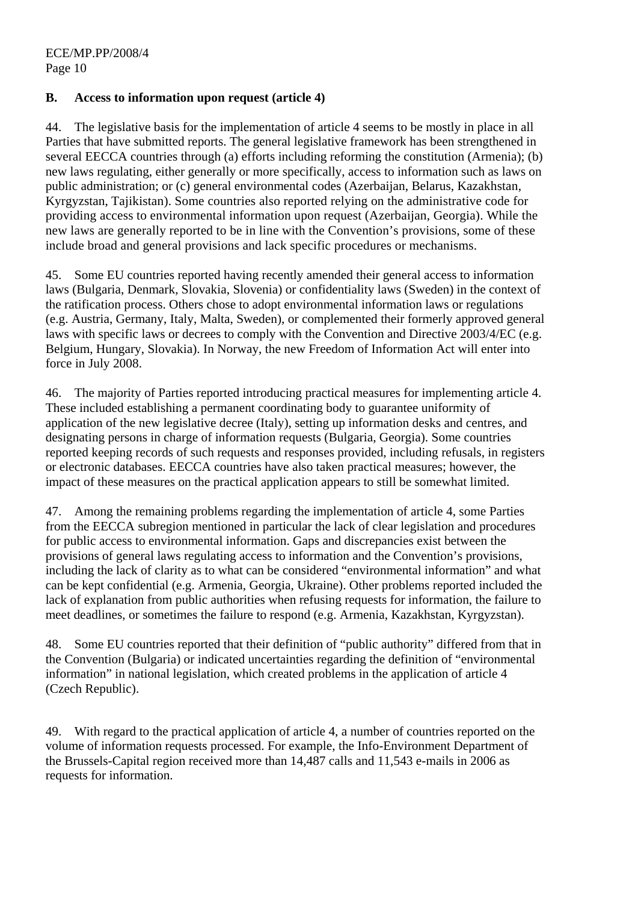## B. Access to information upon request (article 4)

44. The legislative basis for the implementation of article 4 seems to be mostly in place in all Parties that have submitted reports. The general legislative framework has been strengthened in several EECCA countries through (a) efforts including reforming the constitution (Armenia); (b) new laws regulating, either generally or more specifically, access to information such as laws on public administration; or (c) general environmental codes (Azerbaijan, Belarus, Kazakhstan, Kyrgyzstan, Tajikistan). Some countries also reported relying on the administrative code for providing access to environmental information upon request (Azerbaijan, Georgia). While the new laws are generally reported to be in line with the Convention's provisions, some of these include broad and general provisions and lack specific procedures or mechanisms.

45. Some EU countries reported having recently amended their general access to information laws (Bulgaria, Denmark, Slovakia, Slovenia) or confidentiality laws (Sweden) in the context of the ratification process. Others chose to adopt environmental information laws or regulations (e.g. Austria, Germany, Italy, Malta, Sweden), or complemented their formerly approved general laws with specific laws or decrees to comply with the Convention and Directive 2003/4/EC (e.g. Belgium, Hungary, Slovakia). In Norway, the new Freedom of Information Act will enter into force in July 2008.

46. The majority of Parties reported introducing practical measures for implementing article 4. These included establishing a permanent coordinating body to guarantee uniformity of application of the new legislative decree (Italy), setting up information desks and centres, and designating persons in charge of information requests (Bulgaria, Georgia). Some countries reported keeping records of such requests and responses provided, including refusals, in registers or electronic databases. EECCA countries have also taken practical measures; however, the impact of these measures on the practical application appears to still be somewhat limited.

47. Among the remaining problems regarding the implementation of article 4, some Parties from the EECCA subregion mentioned in particular the lack of clear legislation and procedures for public access to environmental information. Gaps and discrepancies exist between the provisions of general laws regulating access to information and the Convention's provisions, including the lack of clarity as to what can be considered "environmental information" and what can be kept confidential (e.g. Armenia, Georgia, Ukraine). Other problems reported included the lack of explanation from public authorities when refusing requests for information, the failure to meet deadlines, or sometimes the failure to respond (e.g. Armenia, Kazakhstan, Kyrgyzstan).

48. Some EU countries reported that their definition of "public authority" differed from that in the Convention (Bulgaria) or indicated uncertainties regarding the definition of "environmental information" in national legislation, which created problems in the application of article 4 (Czech Republic).

49. With regard to the practical application of article 4, a number of countries reported on the volume of information requests processed. For example, the Info-Environment Department of the Brussels-Capital region received more than 14,487 calls and 11,543 e-mails in 2006 as requests for information.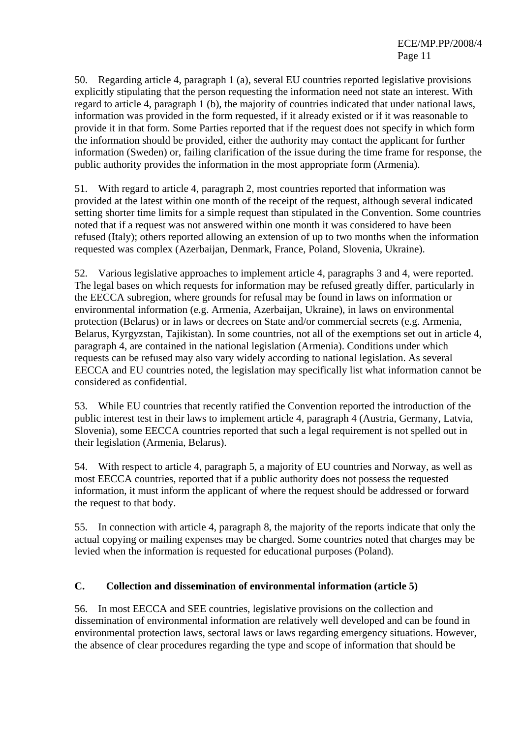50. Regarding article 4, paragraph 1 (a), several EU countries reported legislative provisions explicitly stipulating that the person requesting the information need not state an interest. With regard to article 4, paragraph 1 (b), the majority of countries indicated that under national laws, information was provided in the form requested, if it already existed or if it was reasonable to provide it in that form. Some Parties reported that if the request does not specify in which form the information should be provided, either the authority may contact the applicant for further information (Sweden) or, failing clarification of the issue during the time frame for response, the public authority provides the information in the most appropriate form (Armenia).

51. With regard to article 4, paragraph 2, most countries reported that information was provided at the latest within one month of the receipt of the request, although several indicated setting shorter time limits for a simple request than stipulated in the Convention. Some countries noted that if a request was not answered within one month it was considered to have been refused (Italy); others reported allowing an extension of up to two months when the information requested was complex (Azerbaijan, Denmark, France, Poland, Slovenia, Ukraine).

52. Various legislative approaches to implement article 4, paragraphs 3 and 4, were reported. The legal bases on which requests for information may be refused greatly differ, particularly in the EECCA subregion, where grounds for refusal may be found in laws on information or environmental information (e.g. Armenia, Azerbaijan, Ukraine), in laws on environmental protection (Belarus) or in laws or decrees on State and/or commercial secrets (e.g. Armenia, Belarus, Kyrgyzstan, Tajikistan). In some countries, not all of the exemptions set out in article 4, paragraph 4, are contained in the national legislation (Armenia). Conditions under which requests can be refused may also vary widely according to national legislation. As several EECCA and EU countries noted, the legislation may specifically list what information cannot be considered as confidential.

53. While EU countries that recently ratified the Convention reported the introduction of the public interest test in their laws to implement article 4, paragraph 4 (Austria, Germany, Latvia, Slovenia), some EECCA countries reported that such a legal requirement is not spelled out in their legislation (Armenia, Belarus).

54. With respect to article 4, paragraph 5, a majority of EU countries and Norway, as well as most EECCA countries, reported that if a public authority does not possess the requested information, it must inform the applicant of where the request should be addressed or forward the request to that body.

55. In connection with article 4, paragraph 8, the majority of the reports indicate that only the actual copying or mailing expenses may be charged. Some countries noted that charges may be levied when the information is requested for educational purposes (Poland).

### C. Collection and dissemination of environmental information (article 5)

56. In most EECCA and SEE countries, legislative provisions on the collection and dissemination of environmental information are relatively well developed and can be found in environmental protection laws, sectoral laws or laws regarding emergency situations. However, the absence of clear procedures regarding the type and scope of information that should be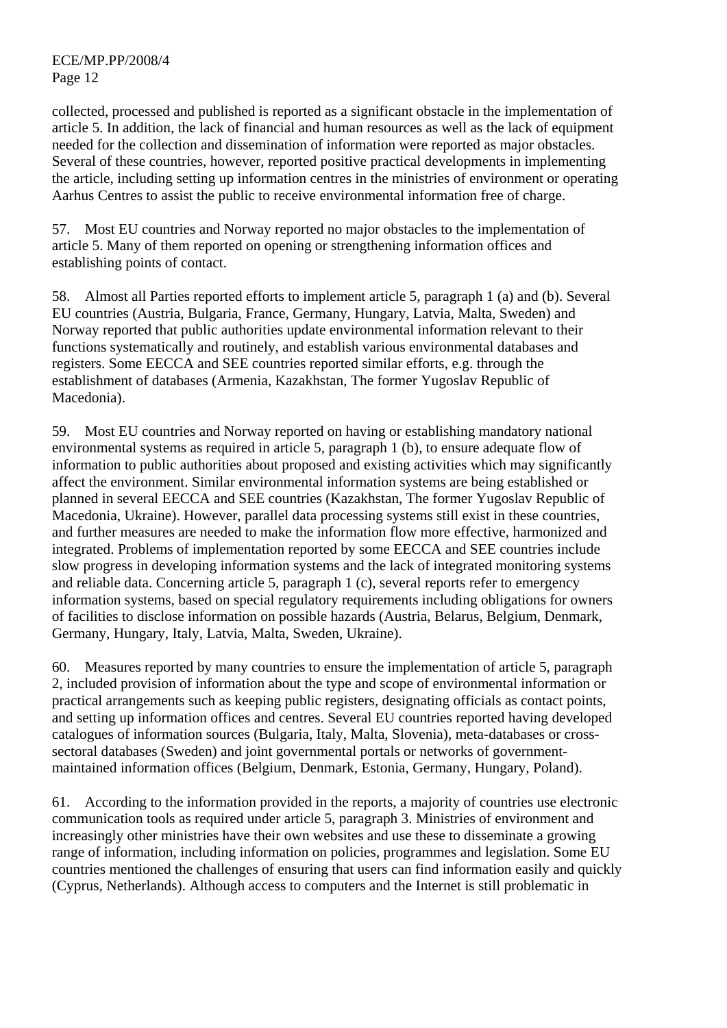collected, processed and published is reported as a significant obstacle in the implementation of article 5. In addition, the lack of financial and human resources as well as the lack of equipment needed for the collection and dissemination of information were reported as major obstacles. Several of these countries, however, reported positive practical developments in implementing the article, including setting up information centres in the ministries of environment or operating Aarhus Centres to assist the public to receive environmental information free of charge.

57. Most EU countries and Norway reported no major obstacles to the implementation of article 5. Many of them reported on opening or strengthening information offices and establishing points of contact.

58. Almost all Parties reported efforts to implement article 5, paragraph 1 (a) and (b). Several EU countries (Austria, Bulgaria, France, Germany, Hungary, Latvia, Malta, Sweden) and Norway reported that public authorities update environmental information relevant to their functions systematically and routinely, and establish various environmental databases and registers. Some EECCA and SEE countries reported similar efforts, e.g. through the establishment of databases (Armenia, Kazakhstan, The former Yugoslav Republic of Macedonia).

59. Most EU countries and Norway reported on having or establishing mandatory national environmental systems as required in article 5, paragraph 1 (b), to ensure adequate flow of information to public authorities about proposed and existing activities which may significantly affect the environment. Similar environmental information systems are being established or planned in several EECCA and SEE countries (Kazakhstan, The former Yugoslav Republic of Macedonia, Ukraine). However, parallel data processing systems still exist in these countries, and further measures are needed to make the information flow more effective, harmonized and integrated. Problems of implementation reported by some EECCA and SEE countries include slow progress in developing information systems and the lack of integrated monitoring systems and reliable data. Concerning article 5, paragraph 1 (c), several reports refer to emergency information systems, based on special regulatory requirements including obligations for owners of facilities to disclose information on possible hazards (Austria, Belarus, Belgium, Denmark, Germany, Hungary, Italy, Latvia, Malta, Sweden, Ukraine).

60. Measures reported by many countries to ensure the implementation of article 5, paragraph 2, included provision of information about the type and scope of environmental information or practical arrangements such as keeping public registers, designating officials as contact points, and setting up information offices and centres. Several EU countries reported having developed catalogues of information sources (Bulgaria, Italy, Malta, Slovenia), meta-databases or cross-sectoral databases (Sweden) and joint governmental portals or networks of government-maintained information offices (Belgium, Denmark, Estonia, Germany, Hungary, Poland).

61. According to the information provided in the reports, a majority of countries use electronic communication tools as required under article 5, paragraph 3. Ministries of environment and increasingly other ministries have their own websites and use these to disseminate a growing range of information, including information on policies, programmes and legislation. Some EU countries mentioned the challenges of ensuring that users can find information easily and quickly (Cyprus, Netherlands). Although access to computers and the Internet is still problematic in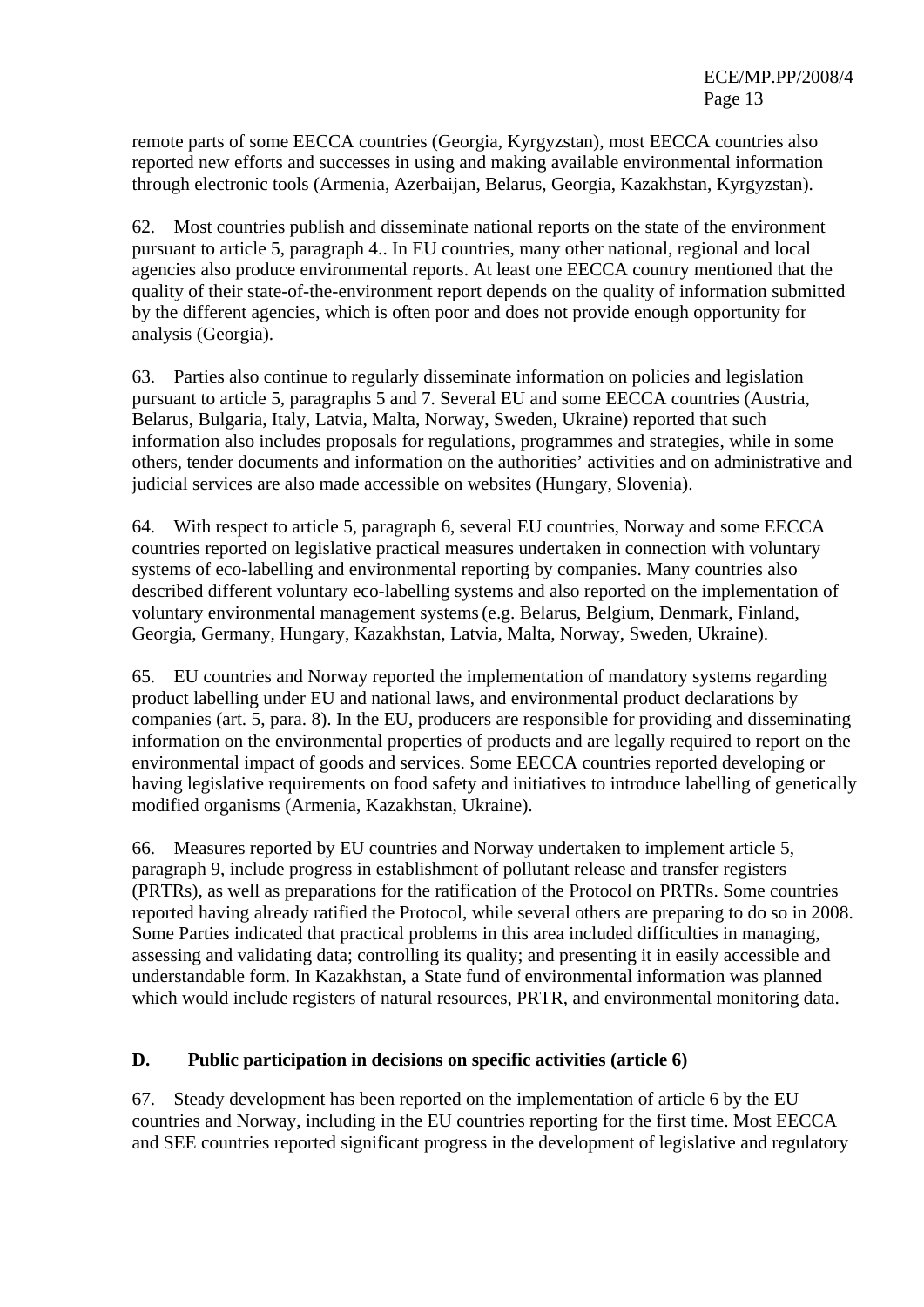remote parts of some EECCA countries (Georgia, Kyrgyzstan), most EECCA countries also reported new efforts and successes in using and making available environmental information through electronic tools (Armenia, Azerbaijan, Belarus, Georgia, Kazakhstan, Kyrgyzstan).

62. Most countries publish and disseminate national reports on the state of the environment pursuant to article 5, paragraph 4.. In EU countries, many other national, regional and local agencies also produce environmental reports. At least one EECCA country mentioned that the quality of their state-of-the-environment report depends on the quality of information submitted by the different agencies, which is often poor and does not provide enough opportunity for analysis (Georgia).

63. Parties also continue to regularly disseminate information on policies and legislation pursuant to article 5, paragraphs 5 and 7. Several EU and some EECCA countries (Austria, Belarus, Bulgaria, Italy, Latvia, Malta, Norway, Sweden, Ukraine) reported that such information also includes proposals for regulations, programmes and strategies, while in some others, tender documents and information on the authorities' activities and on administrative and judicial services are also made accessible on websites (Hungary, Slovenia).

64. With respect to article 5, paragraph 6, several EU countries, Norway and some EECCA countries reported on legislative practical measures undertaken in connection with voluntary systems of eco-labelling and environmental reporting by companies. Many countries also described different voluntary eco-labelling systems and also reported on the implementation of voluntary environmental management systems (e.g. Belarus, Belgium, Denmark, Finland, Georgia, Germany, Hungary, Kazakhstan, Latvia, Malta, Norway, Sweden, Ukraine).

65. EU countries and Norway reported the implementation of mandatory systems regarding product labelling under EU and national laws, and environmental product declarations by companies (art. 5, para. 8). In the EU, producers are responsible for providing and disseminating information on the environmental properties of products and are legally required to report on the environmental impact of goods and services. Some EECCA countries reported developing or having legislative requirements on food safety and initiatives to introduce labelling of genetically modified organisms (Armenia, Kazakhstan, Ukraine).

66. Measures reported by EU countries and Norway undertaken to implement article 5, paragraph 9, include progress in establishment of pollutant release and transfer registers (PRTRs), as well as preparations for the ratification of the Protocol on PRTRs. Some countries reported having already ratified the Protocol, while several others are preparing to do so in 2008. Some Parties indicated that practical problems in this area included difficulties in managing, assessing and validating data; controlling its quality; and presenting it in easily accessible and understandable form. In Kazakhstan, a State fund of environmental information was planned which would include registers of natural resources, PRTR, and environmental monitoring data.

### D. Public participation in decisions on specific activities (article 6)

67. Steady development has been reported on the implementation of article 6 by the EU countries and Norway, including in the EU countries reporting for the first time. Most EECCA and SEE countries reported significant progress in the development of legislative and regulatory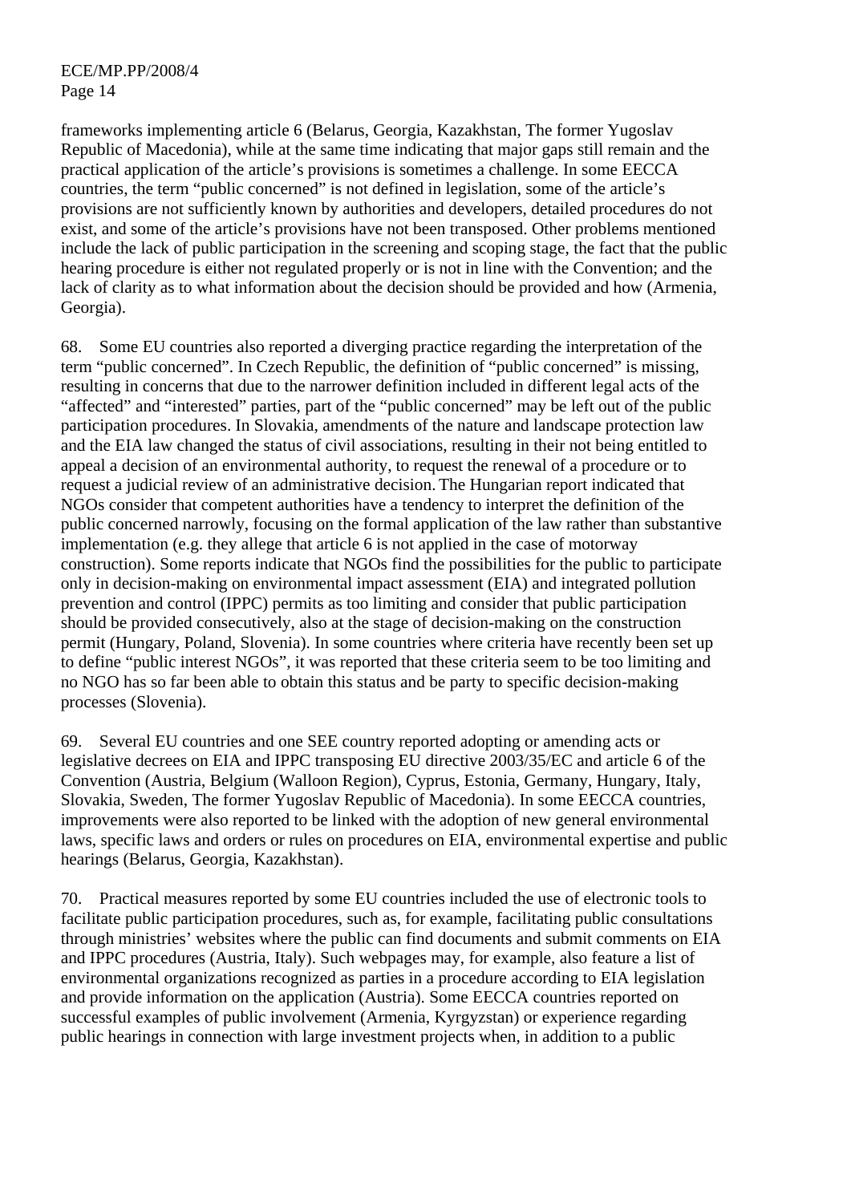frameworks implementing article 6 (Belarus, Georgia, Kazakhstan, The former Yugoslav Republic of Macedonia), while at the same time indicating that major gaps still remain and the practical application of the article's provisions is sometimes a challenge. In some EECCA countries, the term "public concerned" is not defined in legislation, some of the article's provisions are not sufficiently known by authorities and developers, detailed procedures do not exist, and some of the article's provisions have not been transposed. Other problems mentioned include the lack of public participation in the screening and scoping stage, the fact that the public hearing procedure is either not regulated properly or is not in line with the Convention; and the lack of clarity as to what information about the decision should be provided and how (Armenia, Georgia).

68. Some EU countries also reported a diverging practice regarding the interpretation of the term "public concerned". In Czech Republic, the definition of "public concerned" is missing, resulting in concerns that due to the narrower definition included in different legal acts of the "affected" and "interested" parties, part of the "public concerned" may be left out of the public participation procedures. In Slovakia, amendments of the nature and landscape protection law and the EIA law changed the status of civil associations, resulting in their not being entitled to appeal a decision of an environmental authority, to request the renewal of a procedure or to request a judicial review of an administrative decision. The Hungarian report indicated that NGOs consider that competent authorities have a tendency to interpret the definition of the public concerned narrowly, focusing on the formal application of the law rather than substantive implementation (e.g. they allege that article 6 is not applied in the case of motorway construction). Some reports indicate that NGOs find the possibilities for the public to participate only in decision-making on environmental impact assessment (EIA) and integrated pollution prevention and control (IPPC) permits as too limiting and consider that public participation should be provided consecutively, also at the stage of decision-making on the construction permit (Hungary, Poland, Slovenia). In some countries where criteria have recently been set up to define "public interest NGOs", it was reported that these criteria seem to be too limiting and no NGO has so far been able to obtain this status and be party to specific decision-making processes (Slovenia).

69. Several EU countries and one SEE country reported adopting or amending acts or legislative decrees on EIA and IPPC transposing EU directive 2003/35/EC and article 6 of the Convention (Austria, Belgium (Walloon Region), Cyprus, Estonia, Germany, Hungary, Italy, Slovakia, Sweden, The former Yugoslav Republic of Macedonia). In some EECCA countries, improvements were also reported to be linked with the adoption of new general environmental laws, specific laws and orders or rules on procedures on EIA, environmental expertise and public hearings (Belarus, Georgia, Kazakhstan).

70. Practical measures reported by some EU countries included the use of electronic tools to facilitate public participation procedures, such as, for example, facilitating public consultations through ministries' websites where the public can find documents and submit comments on EIA and IPPC procedures (Austria, Italy). Such webpages may, for example, also feature a list of environmental organizations recognized as parties in a procedure according to EIA legislation and provide information on the application (Austria). Some EECCA countries reported on successful examples of public involvement (Armenia, Kyrgyzstan) or experience regarding public hearings in connection with large investment projects when, in addition to a public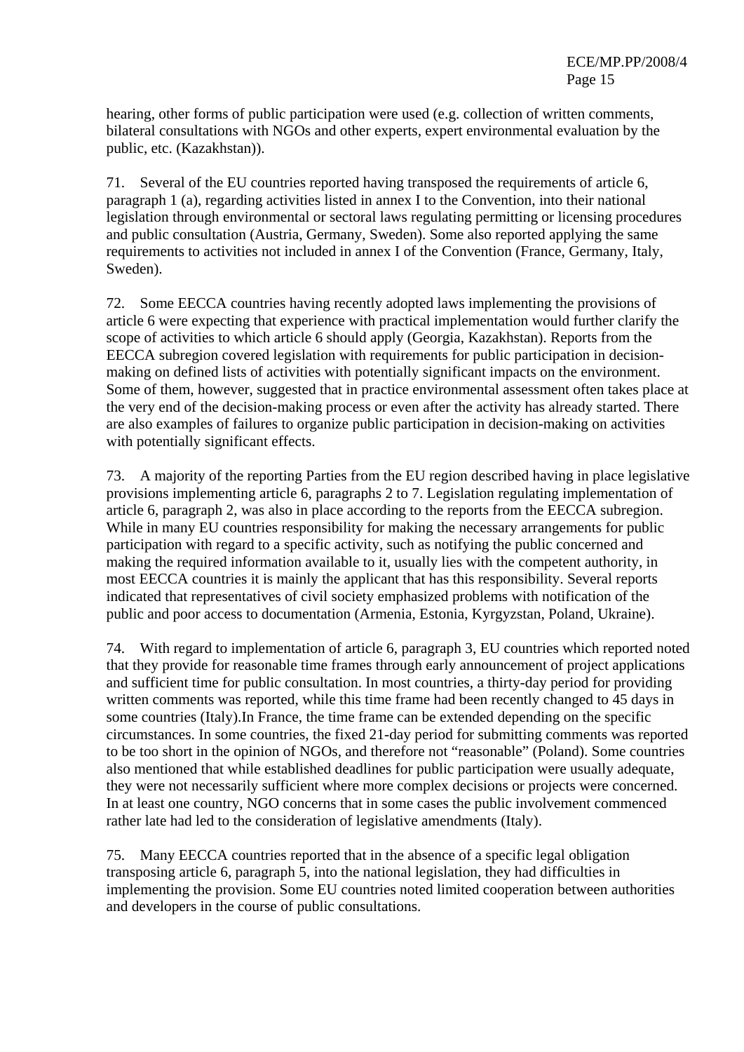hearing, other forms of public participation were used (e.g. collection of written comments, bilateral consultations with NGOs and other experts, expert environmental evaluation by the public, etc. (Kazakhstan)).

71. Several of the EU countries reported having transposed the requirements of article 6, paragraph 1 (a), regarding activities listed in annex I to the Convention, into their national legislation through environmental or sectoral laws regulating permitting or licensing procedures and public consultation (Austria, Germany, Sweden). Some also reported applying the same requirements to activities not included in annex I of the Convention (France, Germany, Italy, Sweden).

72. Some EECCA countries having recently adopted laws implementing the provisions of article 6 were expecting that experience with practical implementation would further clarify the scope of activities to which article 6 should apply (Georgia, Kazakhstan). Reports from the EECCA subregion covered legislation with requirements for public participation in decision-making on defined lists of activities with potentially significant impacts on the environment. Some of them, however, suggested that in practice environmental assessment often takes place at the very end of the decision-making process or even after the activity has already started. There are also examples of failures to organize public participation in decision-making on activities with potentially significant effects.

73. A majority of the reporting Parties from the EU region described having in place legislative provisions implementing article 6, paragraphs 2 to 7. Legislation regulating implementation of article 6, paragraph 2, was also in place according to the reports from the EECCA subregion. While in many EU countries responsibility for making the necessary arrangements for public participation with regard to a specific activity, such as notifying the public concerned and making the required information available to it, usually lies with the competent authority, in most EECCA countries it is mainly the applicant that has this responsibility. Several reports indicated that representatives of civil society emphasized problems with notification of the public and poor access to documentation (Armenia, Estonia, Kyrgyzstan, Poland, Ukraine).

74. With regard to implementation of article 6, paragraph 3, EU countries which reported noted that they provide for reasonable time frames through early announcement of project applications and sufficient time for public consultation. In most countries, a thirty-day period for providing written comments was reported, while this time frame had been recently changed to 45 days in some countries (Italy).In France, the time frame can be extended depending on the specific circumstances. In some countries, the fixed 21-day period for submitting comments was reported to be too short in the opinion of NGOs, and therefore not "reasonable" (Poland). Some countries also mentioned that while established deadlines for public participation were usually adequate, they were not necessarily sufficient where more complex decisions or projects were concerned. In at least one country, NGO concerns that in some cases the public involvement commenced rather late had led to the consideration of legislative amendments (Italy).

75. Many EECCA countries reported that in the absence of a specific legal obligation transposing article 6, paragraph 5, into the national legislation, they had difficulties in implementing the provision. Some EU countries noted limited cooperation between authorities and developers in the course of public consultations.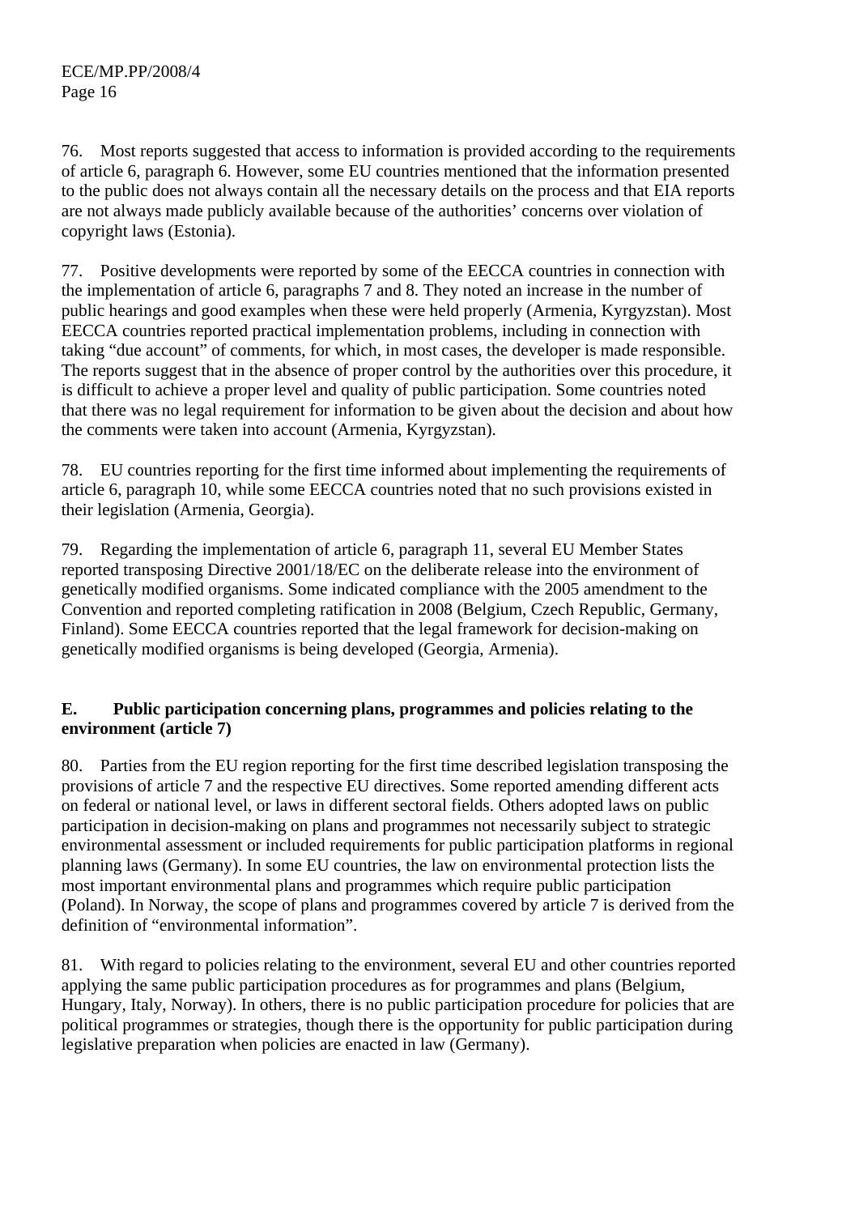76. Most reports suggested that access to information is provided according to the requirements of article 6, paragraph 6. However, some EU countries mentioned that the information presented to the public does not always contain all the necessary details on the process and that EIA reports are not always made publicly available because of the authorities' concerns over violation of copyright laws (Estonia).

77. Positive developments were reported by some of the EECCA countries in connection with the implementation of article 6, paragraphs 7 and 8. They noted an increase in the number of public hearings and good examples when these were held properly (Armenia, Kyrgyzstan). Most EECCA countries reported practical implementation problems, including in connection with taking "due account" of comments, for which, in most cases, the developer is made responsible. The reports suggest that in the absence of proper control by the authorities over this procedure, it is difficult to achieve a proper level and quality of public participation. Some countries noted that there was no legal requirement for information to be given about the decision and about how the comments were taken into account (Armenia, Kyrgyzstan).

78. EU countries reporting for the first time informed about implementing the requirements of article 6, paragraph 10, while some EECCA countries noted that no such provisions existed in their legislation (Armenia, Georgia).

79. Regarding the implementation of article 6, paragraph 11, several EU Member States reported transposing Directive 2001/18/EC on the deliberate release into the environment of genetically modified organisms. Some indicated compliance with the 2005 amendment to the Convention and reported completing ratification in 2008 (Belgium, Czech Republic, Germany, Finland). Some EECCA countries reported that the legal framework for decision-making on genetically modified organisms is being developed (Georgia, Armenia).

## E. Public participation concerning plans, programmes and policies relating to the environment (article 7)

80. Parties from the EU region reporting for the first time described legislation transposing the provisions of article 7 and the respective EU directives. Some reported amending different acts on federal or national level, or laws in different sectoral fields. Others adopted laws on public participation in decision-making on plans and programmes not necessarily subject to strategic environmental assessment or included requirements for public participation platforms in regional planning laws (Germany). In some EU countries, the law on environmental protection lists the most important environmental plans and programmes which require public participation (Poland). In Norway, the scope of plans and programmes covered by article 7 is derived from the definition of "environmental information".

81. With regard to policies relating to the environment, several EU and other countries reported applying the same public participation procedures as for programmes and plans (Belgium, Hungary, Italy, Norway). In others, there is no public participation procedure for policies that are political programmes or strategies, though there is the opportunity for public participation during legislative preparation when policies are enacted in law (Germany).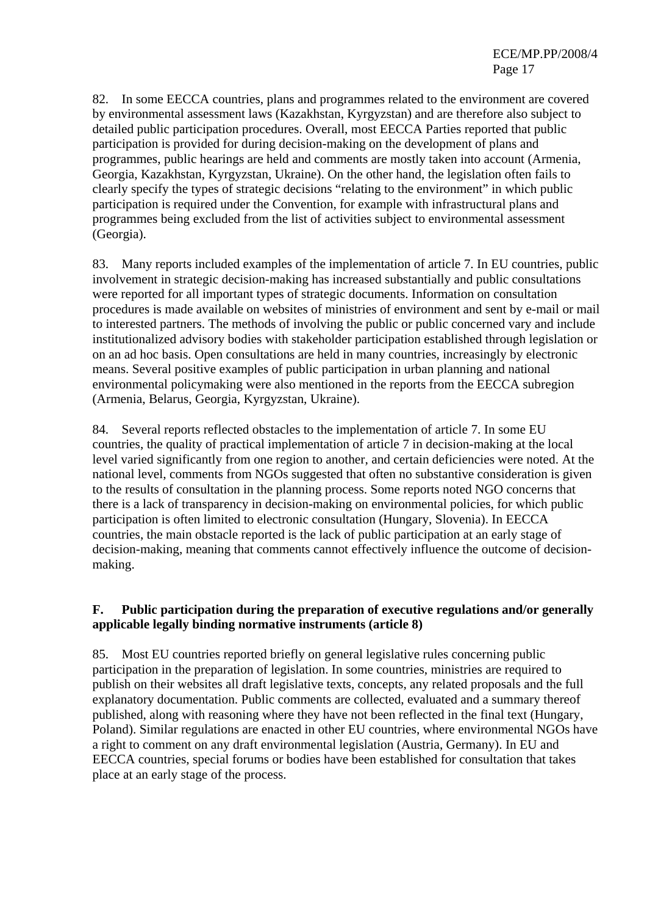82. In some EECCA countries, plans and programmes related to the environment are covered by environmental assessment laws (Kazakhstan, Kyrgyzstan) and are therefore also subject to detailed public participation procedures. Overall, most EECCA Parties reported that public participation is provided for during decision-making on the development of plans and programmes, public hearings are held and comments are mostly taken into account (Armenia, Georgia, Kazakhstan, Kyrgyzstan, Ukraine). On the other hand, the legislation often fails to clearly specify the types of strategic decisions "relating to the environment" in which public participation is required under the Convention, for example with infrastructural plans and programmes being excluded from the list of activities subject to environmental assessment (Georgia).

83. Many reports included examples of the implementation of article 7. In EU countries, public involvement in strategic decision-making has increased substantially and public consultations were reported for all important types of strategic documents. Information on consultation procedures is made available on websites of ministries of environment and sent by e-mail or mail to interested partners. The methods of involving the public or public concerned vary and include institutionalized advisory bodies with stakeholder participation established through legislation or on an ad hoc basis. Open consultations are held in many countries, increasingly by electronic means. Several positive examples of public participation in urban planning and national environmental policymaking were also mentioned in the reports from the EECCA subregion (Armenia, Belarus, Georgia, Kyrgyzstan, Ukraine).

84. Several reports reflected obstacles to the implementation of article 7. In some EU countries, the quality of practical implementation of article 7 in decision-making at the local level varied significantly from one region to another, and certain deficiencies were noted. At the national level, comments from NGOs suggested that often no substantive consideration is given to the results of consultation in the planning process. Some reports noted NGO concerns that there is a lack of transparency in decision-making on environmental policies, for which public participation is often limited to electronic consultation (Hungary, Slovenia). In EECCA countries, the main obstacle reported is the lack of public participation at an early stage of decision-making, meaning that comments cannot effectively influence the outcome of decision-making.

## F. Public participation during the preparation of executive regulations and/or generally applicable legally binding normative instruments (article 8)

85. Most EU countries reported briefly on general legislative rules concerning public participation in the preparation of legislation. In some countries, ministries are required to publish on their websites all draft legislative texts, concepts, any related proposals and the full explanatory documentation. Public comments are collected, evaluated and a summary thereof published, along with reasoning where they have not been reflected in the final text (Hungary, Poland). Similar regulations are enacted in other EU countries, where environmental NGOs have a right to comment on any draft environmental legislation (Austria, Germany). In EU and EECCA countries, special forums or bodies have been established for consultation that takes place at an early stage of the process.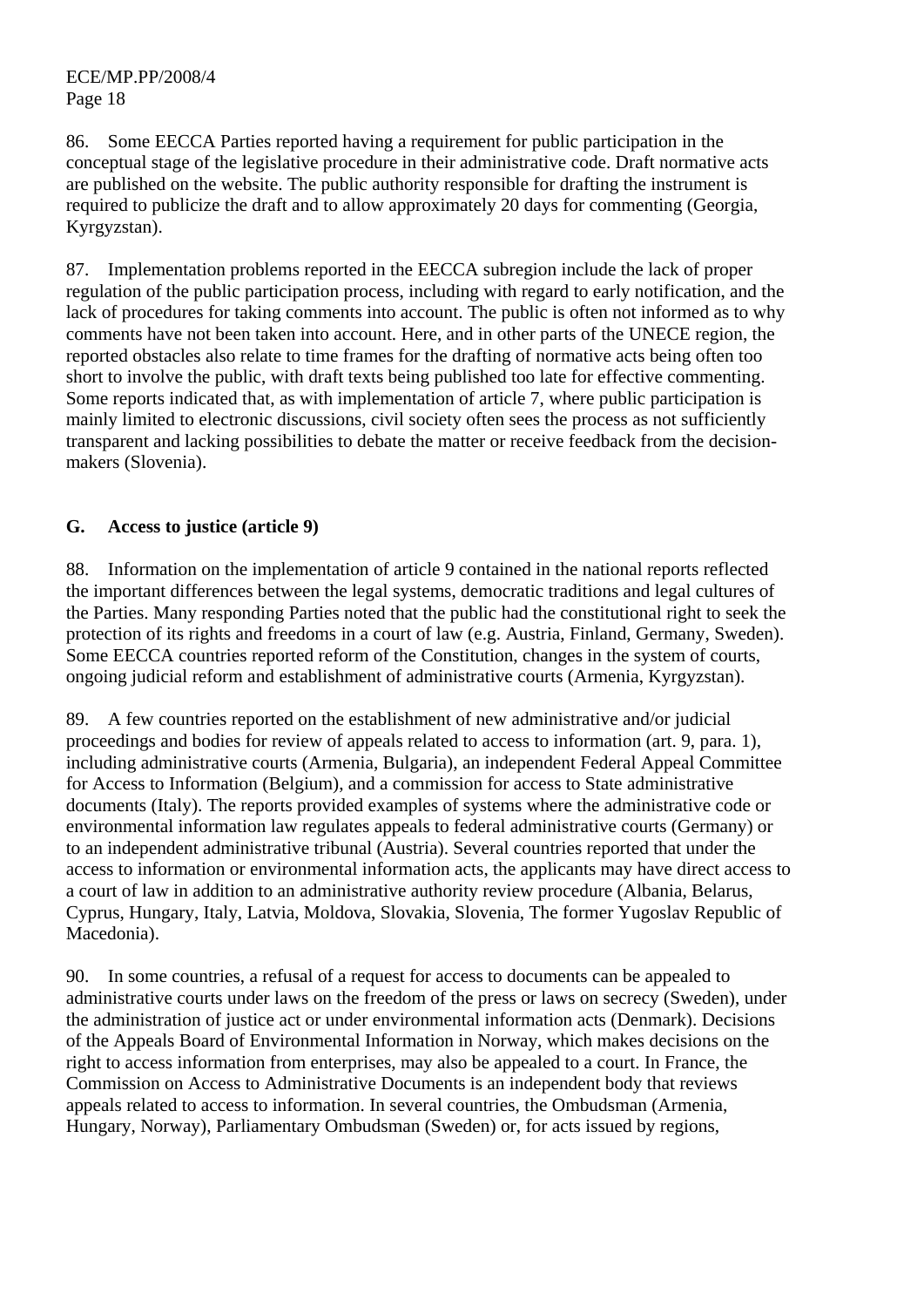86. Some EECCA Parties reported having a requirement for public participation in the conceptual stage of the legislative procedure in their administrative code. Draft normative acts are published on the website. The public authority responsible for drafting the instrument is required to publicize the draft and to allow approximately 20 days for commenting (Georgia, Kyrgyzstan).

87. Implementation problems reported in the EECCA subregion include the lack of proper regulation of the public participation process, including with regard to early notification, and the lack of procedures for taking comments into account. The public is often not informed as to why comments have not been taken into account. Here, and in other parts of the UNECE region, the reported obstacles also relate to time frames for the drafting of normative acts being often too short to involve the public, with draft texts being published too late for effective commenting. Some reports indicated that, as with implementation of article 7, where public participation is mainly limited to electronic discussions, civil society often sees the process as not sufficiently transparent and lacking possibilities to debate the matter or receive feedback from the decision-makers (Slovenia).

### G. Access to justice (article 9)

88. Information on the implementation of article 9 contained in the national reports reflected the important differences between the legal systems, democratic traditions and legal cultures of the Parties. Many responding Parties noted that the public had the constitutional right to seek the protection of its rights and freedoms in a court of law (e.g. Austria, Finland, Germany, Sweden). Some EECCA countries reported reform of the Constitution, changes in the system of courts, ongoing judicial reform and establishment of administrative courts (Armenia, Kyrgyzstan).

89. A few countries reported on the establishment of new administrative and/or judicial proceedings and bodies for review of appeals related to access to information (art. 9, para. 1), including administrative courts (Armenia, Bulgaria), an independent Federal Appeal Committee for Access to Information (Belgium), and a commission for access to State administrative documents (Italy). The reports provided examples of systems where the administrative code or environmental information law regulates appeals to federal administrative courts (Germany) or to an independent administrative tribunal (Austria). Several countries reported that under the access to information or environmental information acts, the applicants may have direct access to a court of law in addition to an administrative authority review procedure (Albania, Belarus, Cyprus, Hungary, Italy, Latvia, Moldova, Slovakia, Slovenia, The former Yugoslav Republic of Macedonia).

90. In some countries, a refusal of a request for access to documents can be appealed to administrative courts under laws on the freedom of the press or laws on secrecy (Sweden), under the administration of justice act or under environmental information acts (Denmark). Decisions of the Appeals Board of Environmental Information in Norway, which makes decisions on the right to access information from enterprises, may also be appealed to a court. In France, the Commission on Access to Administrative Documents is an independent body that reviews appeals related to access to information. In several countries, the Ombudsman (Armenia, Hungary, Norway), Parliamentary Ombudsman (Sweden) or, for acts issued by regions,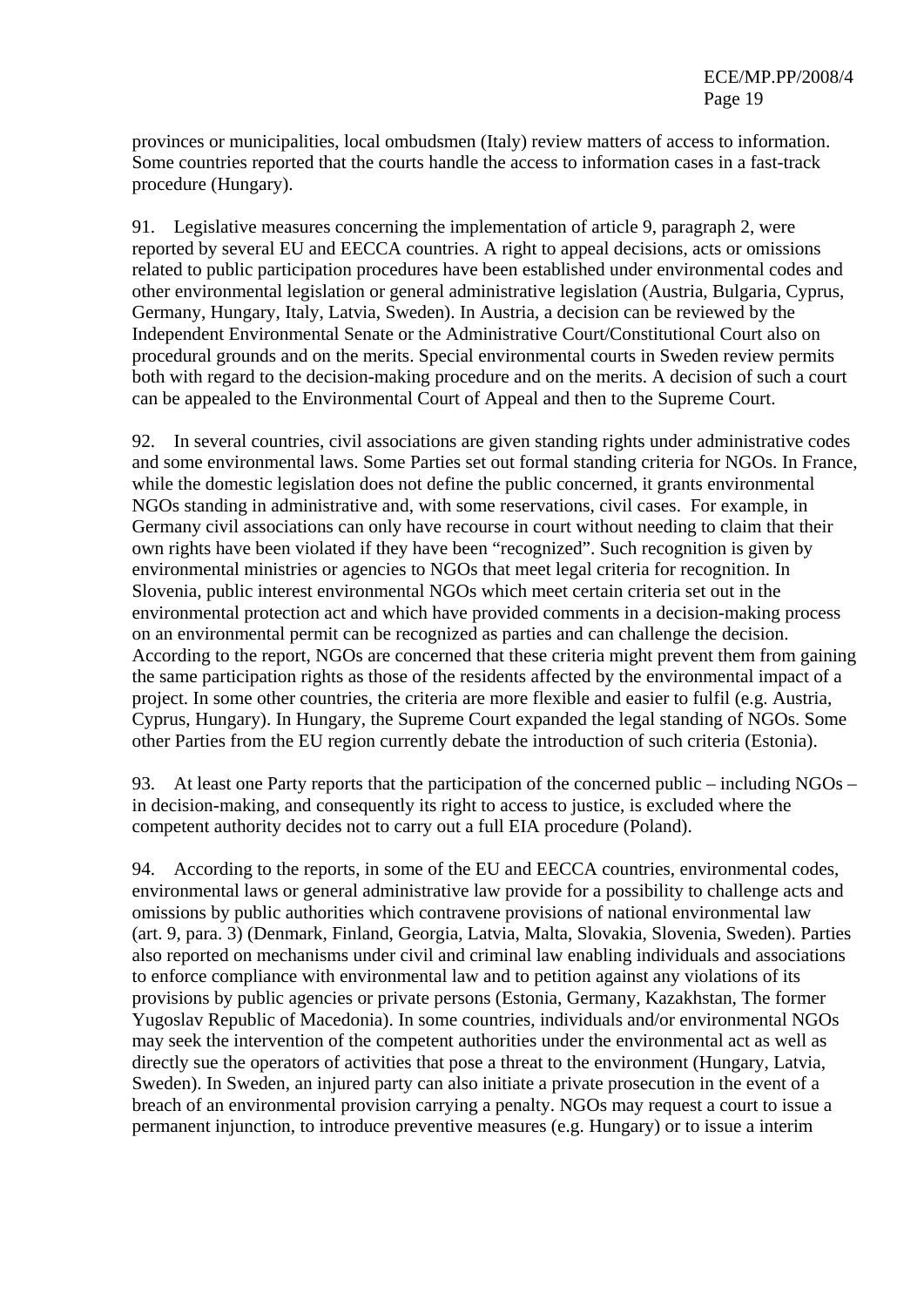provinces or municipalities, local ombudsmen (Italy) review matters of access to information. Some countries reported that the courts handle the access to information cases in a fast-track procedure (Hungary).

91. Legislative measures concerning the implementation of article 9, paragraph 2, were reported by several EU and EECCA countries. A right to appeal decisions, acts or omissions related to public participation procedures have been established under environmental codes and other environmental legislation or general administrative legislation (Austria, Bulgaria, Cyprus, Germany, Hungary, Italy, Latvia, Sweden). In Austria, a decision can be reviewed by the Independent Environmental Senate or the Administrative Court/Constitutional Court also on procedural grounds and on the merits. Special environmental courts in Sweden review permits both with regard to the decision-making procedure and on the merits. A decision of such a court can be appealed to the Environmental Court of Appeal and then to the Supreme Court.

92. In several countries, civil associations are given standing rights under administrative codes and some environmental laws. Some Parties set out formal standing criteria for NGOs. In France, while the domestic legislation does not define the public concerned, it grants environmental NGOs standing in administrative and, with some reservations, civil cases. For example, in Germany civil associations can only have recourse in court without needing to claim that their own rights have been violated if they have been "recognized". Such recognition is given by environmental ministries or agencies to NGOs that meet legal criteria for recognition. In Slovenia, public interest environmental NGOs which meet certain criteria set out in the environmental protection act and which have provided comments in a decision-making process on an environmental permit can be recognized as parties and can challenge the decision. According to the report, NGOs are concerned that these criteria might prevent them from gaining the same participation rights as those of the residents affected by the environmental impact of a project. In some other countries, the criteria are more flexible and easier to fulfil (e.g. Austria, Cyprus, Hungary). In Hungary, the Supreme Court expanded the legal standing of NGOs. Some other Parties from the EU region currently debate the introduction of such criteria (Estonia).

93. At least one Party reports that the participation of the concerned public – including NGOs – in decision-making, and consequently its right to access to justice, is excluded where the competent authority decides not to carry out a full EIA procedure (Poland).

94. According to the reports, in some of the EU and EECCA countries, environmental codes, environmental laws or general administrative law provide for a possibility to challenge acts and omissions by public authorities which contravene provisions of national environmental law (art. 9, para. 3) (Denmark, Finland, Georgia, Latvia, Malta, Slovakia, Slovenia, Sweden). Parties also reported on mechanisms under civil and criminal law enabling individuals and associations to enforce compliance with environmental law and to petition against any violations of its provisions by public agencies or private persons (Estonia, Germany, Kazakhstan, The former Yugoslav Republic of Macedonia). In some countries, individuals and/or environmental NGOs may seek the intervention of the competent authorities under the environmental act as well as directly sue the operators of activities that pose a threat to the environment (Hungary, Latvia, Sweden). In Sweden, an injured party can also initiate a private prosecution in the event of a breach of an environmental provision carrying a penalty. NGOs may request a court to issue a permanent injunction, to introduce preventive measures (e.g. Hungary) or to issue a interim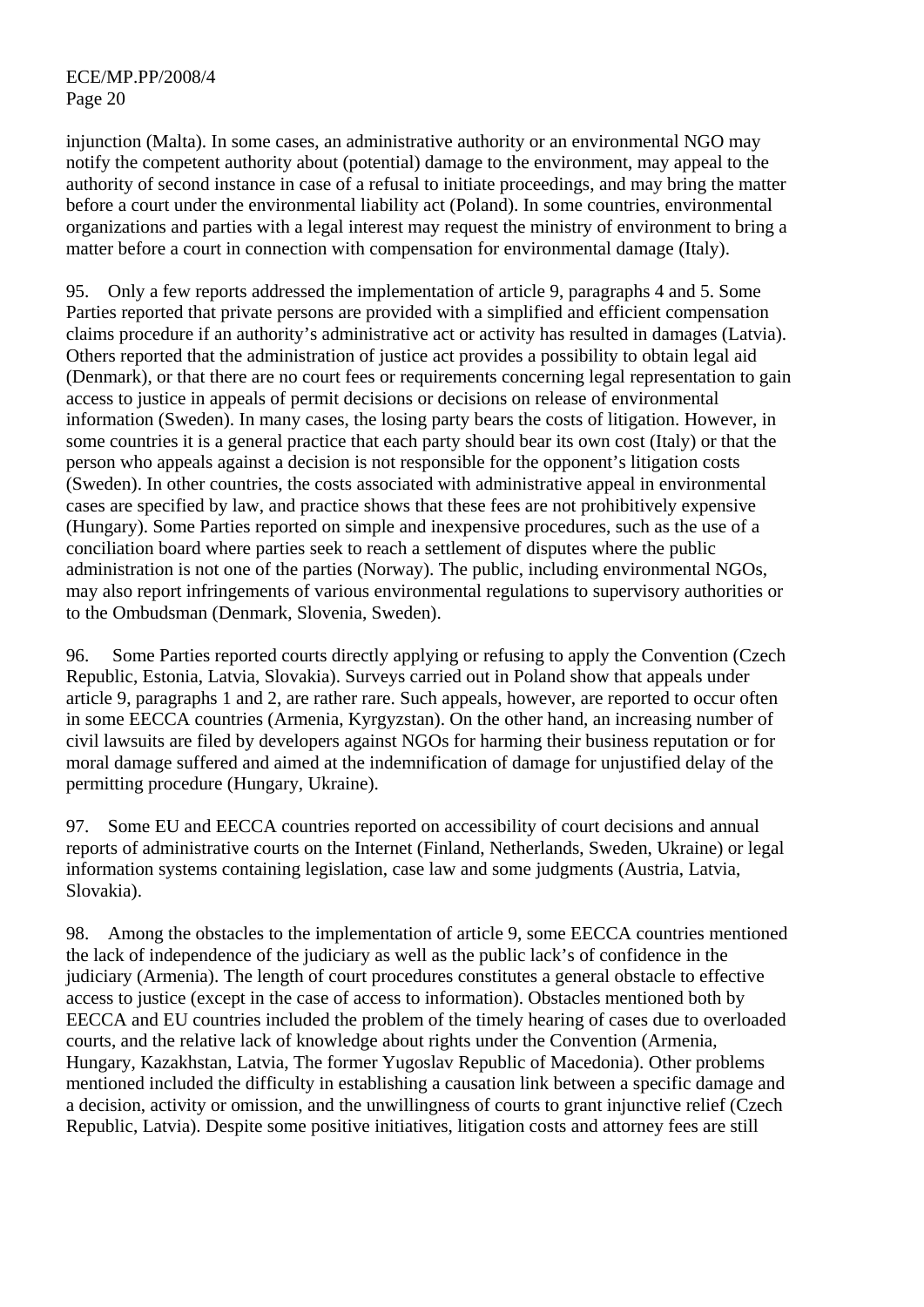injunction (Malta). In some cases, an administrative authority or an environmental NGO may notify the competent authority about (potential) damage to the environment, may appeal to the authority of second instance in case of a refusal to initiate proceedings, and may bring the matter before a court under the environmental liability act (Poland). In some countries, environmental organizations and parties with a legal interest may request the ministry of environment to bring a matter before a court in connection with compensation for environmental damage (Italy).

95. Only a few reports addressed the implementation of article 9, paragraphs 4 and 5. Some Parties reported that private persons are provided with a simplified and efficient compensation claims procedure if an authority's administrative act or activity has resulted in damages (Latvia). Others reported that the administration of justice act provides a possibility to obtain legal aid (Denmark), or that there are no court fees or requirements concerning legal representation to gain access to justice in appeals of permit decisions or decisions on release of environmental information (Sweden). In many cases, the losing party bears the costs of litigation. However, in some countries it is a general practice that each party should bear its own cost (Italy) or that the person who appeals against a decision is not responsible for the opponent's litigation costs (Sweden). In other countries, the costs associated with administrative appeal in environmental cases are specified by law, and practice shows that these fees are not prohibitively expensive (Hungary). Some Parties reported on simple and inexpensive procedures, such as the use of a conciliation board where parties seek to reach a settlement of disputes where the public administration is not one of the parties (Norway). The public, including environmental NGOs, may also report infringements of various environmental regulations to supervisory authorities or to the Ombudsman (Denmark, Slovenia, Sweden).

96. Some Parties reported courts directly applying or refusing to apply the Convention (Czech Republic, Estonia, Latvia, Slovakia). Surveys carried out in Poland show that appeals under article 9, paragraphs 1 and 2, are rather rare. Such appeals, however, are reported to occur often in some EECCA countries (Armenia, Kyrgyzstan). On the other hand, an increasing number of civil lawsuits are filed by developers against NGOs for harming their business reputation or for moral damage suffered and aimed at the indemnification of damage for unjustified delay of the permitting procedure (Hungary, Ukraine).

97. Some EU and EECCA countries reported on accessibility of court decisions and annual reports of administrative courts on the Internet (Finland, Netherlands, Sweden, Ukraine) or legal information systems containing legislation, case law and some judgments (Austria, Latvia, Slovakia).

98. Among the obstacles to the implementation of article 9, some EECCA countries mentioned the lack of independence of the judiciary as well as the public lack's of confidence in the judiciary (Armenia). The length of court procedures constitutes a general obstacle to effective access to justice (except in the case of access to information). Obstacles mentioned both by EECCA and EU countries included the problem of the timely hearing of cases due to overloaded courts, and the relative lack of knowledge about rights under the Convention (Armenia, Hungary, Kazakhstan, Latvia, The former Yugoslav Republic of Macedonia). Other problems mentioned included the difficulty in establishing a causation link between a specific damage and a decision, activity or omission, and the unwillingness of courts to grant injunctive relief (Czech Republic, Latvia). Despite some positive initiatives, litigation costs and attorney fees are still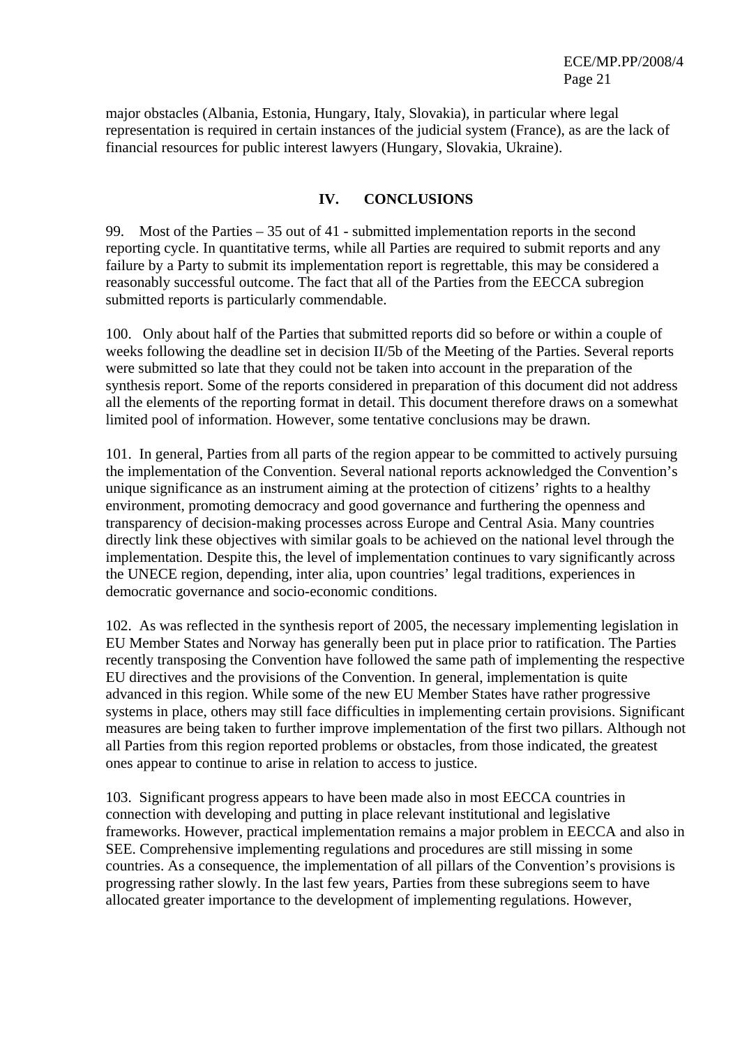major obstacles (Albania, Estonia, Hungary, Italy, Slovakia), in particular where legal representation is required in certain instances of the judicial system (France), as are the lack of financial resources for public interest lawyers (Hungary, Slovakia, Ukraine).

## IV. CONCLUSIONS

99. Most of the Parties – 35 out of 41 - submitted implementation reports in the second reporting cycle. In quantitative terms, while all Parties are required to submit reports and any failure by a Party to submit its implementation report is regrettable, this may be considered a reasonably successful outcome. The fact that all of the Parties from the EECCA subregion submitted reports is particularly commendable.

100. Only about half of the Parties that submitted reports did so before or within a couple of weeks following the deadline set in decision II/5b of the Meeting of the Parties. Several reports were submitted so late that they could not be taken into account in the preparation of the synthesis report. Some of the reports considered in preparation of this document did not address all the elements of the reporting format in detail. This document therefore draws on a somewhat limited pool of information. However, some tentative conclusions may be drawn.

101. In general, Parties from all parts of the region appear to be committed to actively pursuing the implementation of the Convention. Several national reports acknowledged the Convention's unique significance as an instrument aiming at the protection of citizens' rights to a healthy environment, promoting democracy and good governance and furthering the openness and transparency of decision-making processes across Europe and Central Asia. Many countries directly link these objectives with similar goals to be achieved on the national level through the implementation. Despite this, the level of implementation continues to vary significantly across the UNECE region, depending, inter alia, upon countries' legal traditions, experiences in democratic governance and socio-economic conditions.

102. As was reflected in the synthesis report of 2005, the necessary implementing legislation in EU Member States and Norway has generally been put in place prior to ratification. The Parties recently transposing the Convention have followed the same path of implementing the respective EU directives and the provisions of the Convention. In general, implementation is quite advanced in this region. While some of the new EU Member States have rather progressive systems in place, others may still face difficulties in implementing certain provisions. Significant measures are being taken to further improve implementation of the first two pillars. Although not all Parties from this region reported problems or obstacles, from those indicated, the greatest ones appear to continue to arise in relation to access to justice.

103. Significant progress appears to have been made also in most EECCA countries in connection with developing and putting in place relevant institutional and legislative frameworks. However, practical implementation remains a major problem in EECCA and also in SEE. Comprehensive implementing regulations and procedures are still missing in some countries. As a consequence, the implementation of all pillars of the Convention's provisions is progressing rather slowly. In the last few years, Parties from these subregions seem to have allocated greater importance to the development of implementing regulations. However,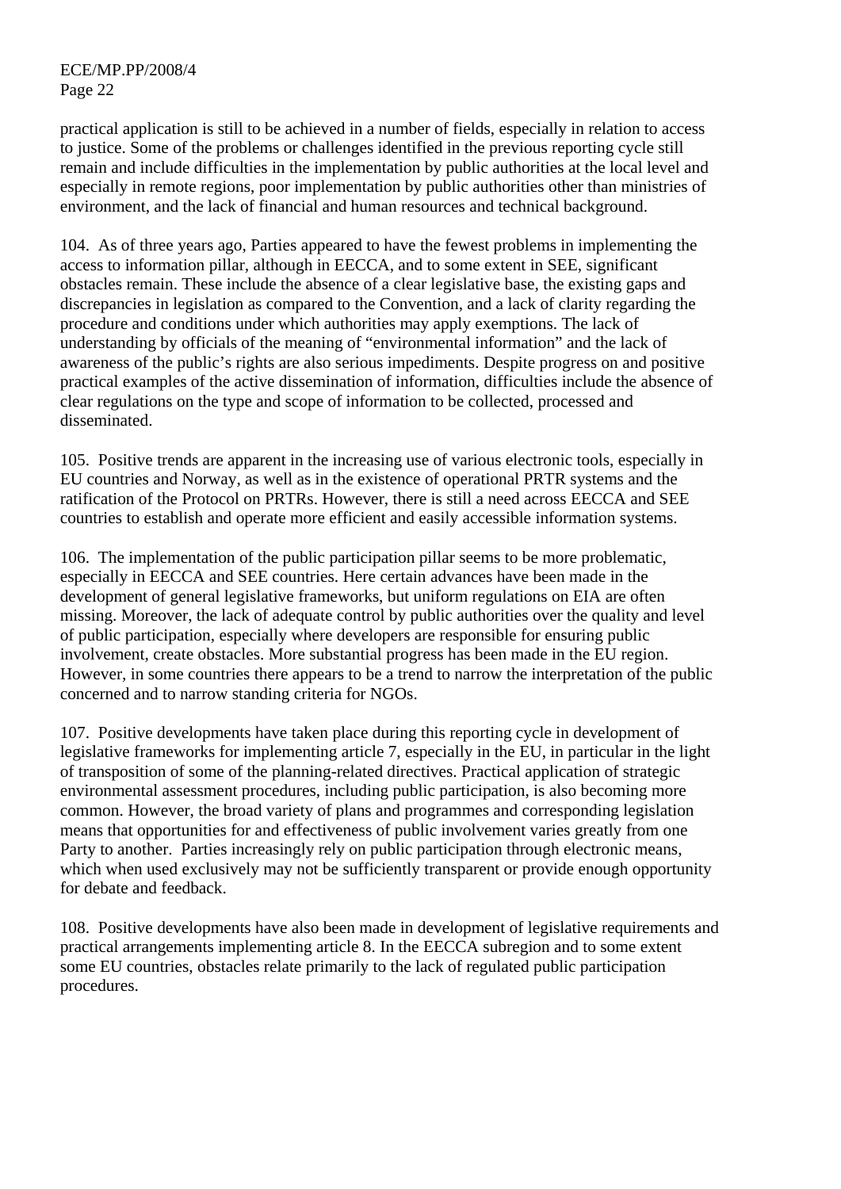practical application is still to be achieved in a number of fields, especially in relation to access to justice. Some of the problems or challenges identified in the previous reporting cycle still remain and include difficulties in the implementation by public authorities at the local level and especially in remote regions, poor implementation by public authorities other than ministries of environment, and the lack of financial and human resources and technical background.

104. As of three years ago, Parties appeared to have the fewest problems in implementing the access to information pillar, although in EECCA, and to some extent in SEE, significant obstacles remain. These include the absence of a clear legislative base, the existing gaps and discrepancies in legislation as compared to the Convention, and a lack of clarity regarding the procedure and conditions under which authorities may apply exemptions. The lack of understanding by officials of the meaning of "environmental information" and the lack of awareness of the public's rights are also serious impediments. Despite progress on and positive practical examples of the active dissemination of information, difficulties include the absence of clear regulations on the type and scope of information to be collected, processed and disseminated.

105. Positive trends are apparent in the increasing use of various electronic tools, especially in EU countries and Norway, as well as in the existence of operational PRTR systems and the ratification of the Protocol on PRTRs. However, there is still a need across EECCA and SEE countries to establish and operate more efficient and easily accessible information systems.

106. The implementation of the public participation pillar seems to be more problematic, especially in EECCA and SEE countries. Here certain advances have been made in the development of general legislative frameworks, but uniform regulations on EIA are often missing. Moreover, the lack of adequate control by public authorities over the quality and level of public participation, especially where developers are responsible for ensuring public involvement, create obstacles. More substantial progress has been made in the EU region. However, in some countries there appears to be a trend to narrow the interpretation of the public concerned and to narrow standing criteria for NGOs.

107. Positive developments have taken place during this reporting cycle in development of legislative frameworks for implementing article 7, especially in the EU, in particular in the light of transposition of some of the planning-related directives. Practical application of strategic environmental assessment procedures, including public participation, is also becoming more common. However, the broad variety of plans and programmes and corresponding legislation means that opportunities for and effectiveness of public involvement varies greatly from one Party to another. Parties increasingly rely on public participation through electronic means, which when used exclusively may not be sufficiently transparent or provide enough opportunity for debate and feedback.

108. Positive developments have also been made in development of legislative requirements and practical arrangements implementing article 8. In the EECCA subregion and to some extent some EU countries, obstacles relate primarily to the lack of regulated public participation procedures.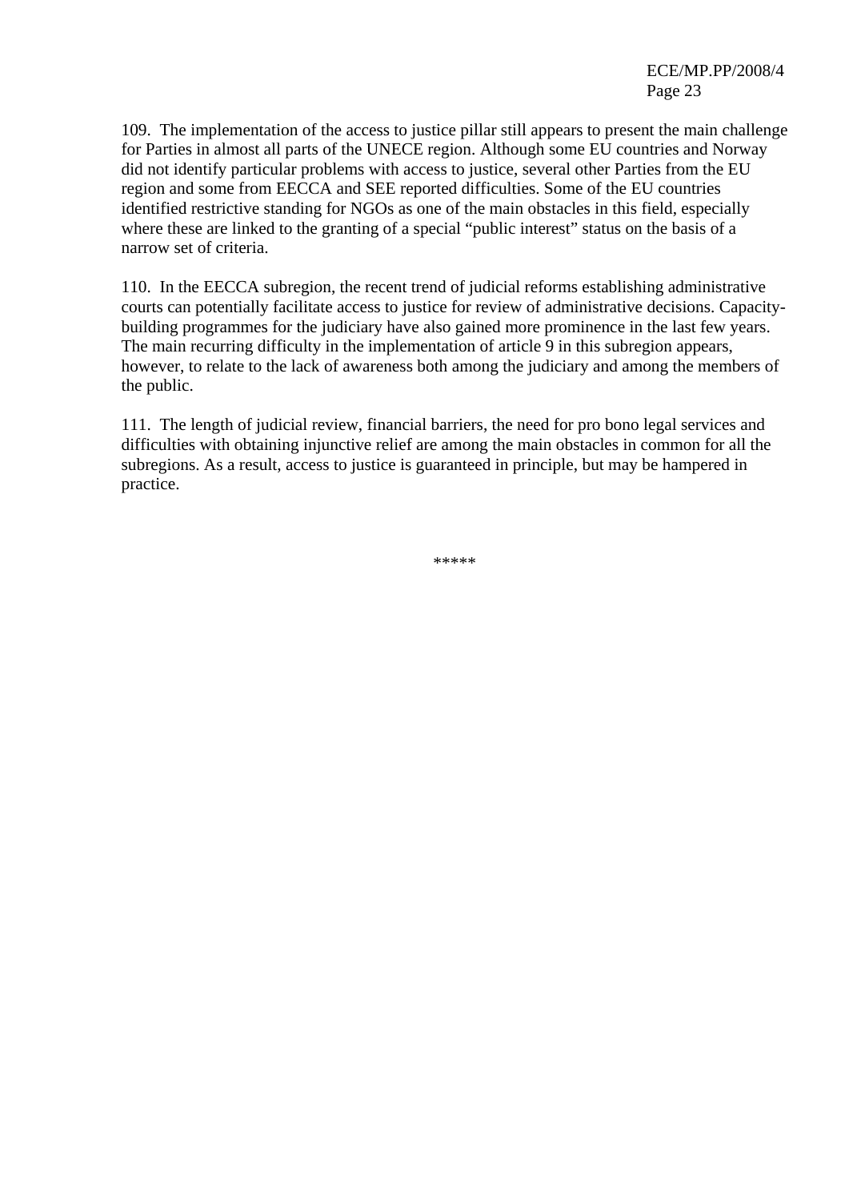109. The implementation of the access to justice pillar still appears to present the main challenge for Parties in almost all parts of the UNECE region. Although some EU countries and Norway did not identify particular problems with access to justice, several other Parties from the EU region and some from EECCA and SEE reported difficulties. Some of the EU countries identified restrictive standing for NGOs as one of the main obstacles in this field, especially where these are linked to the granting of a special "public interest" status on the basis of a narrow set of criteria.

110. In the EECCA subregion, the recent trend of judicial reforms establishing administrative courts can potentially facilitate access to justice for review of administrative decisions. Capacity-building programmes for the judiciary have also gained more prominence in the last few years. The main recurring difficulty in the implementation of article 9 in this subregion appears, however, to relate to the lack of awareness both among the judiciary and among the members of the public.

111. The length of judicial review, financial barriers, the need for pro bono legal services and difficulties with obtaining injunctive relief are among the main obstacles in common for all the subregions. As a result, access to justice is guaranteed in principle, but may be hampered in practice.

*****